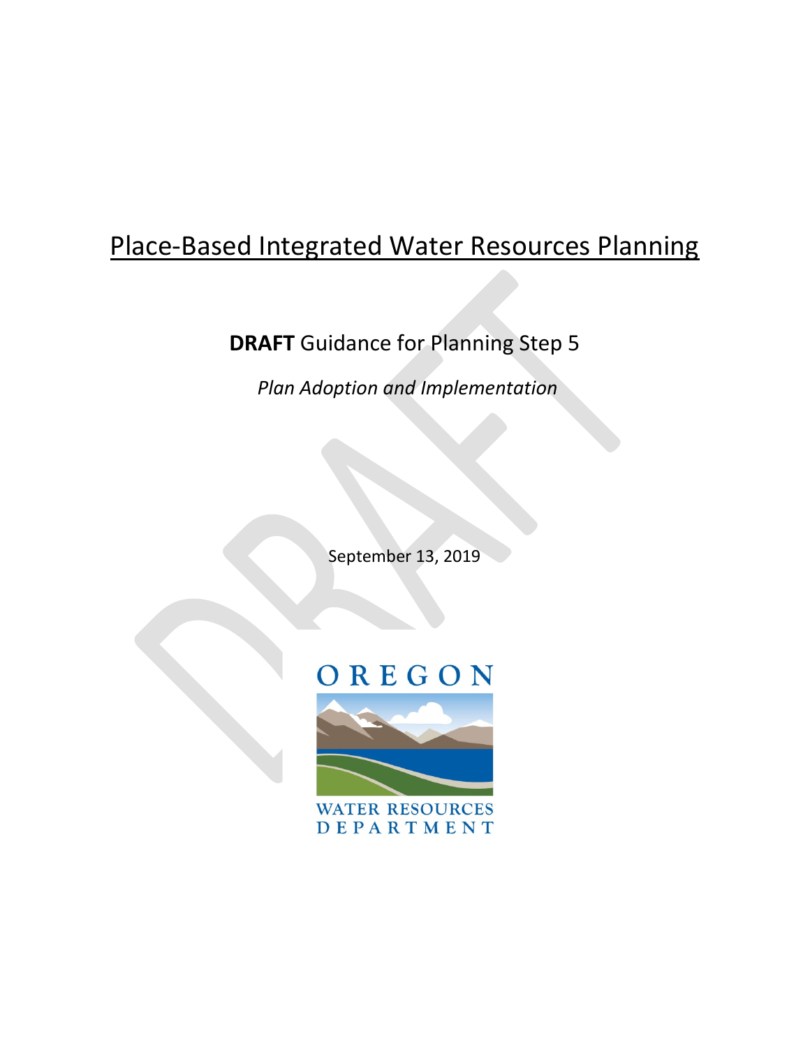# Place-Based Integrated Water Resources Planning

**DRAFT** Guidance for Planning Step 5

*Plan Adoption and Implementation*

September 13, 2019

OREGON

WATER RESOURCES DEPARTMENT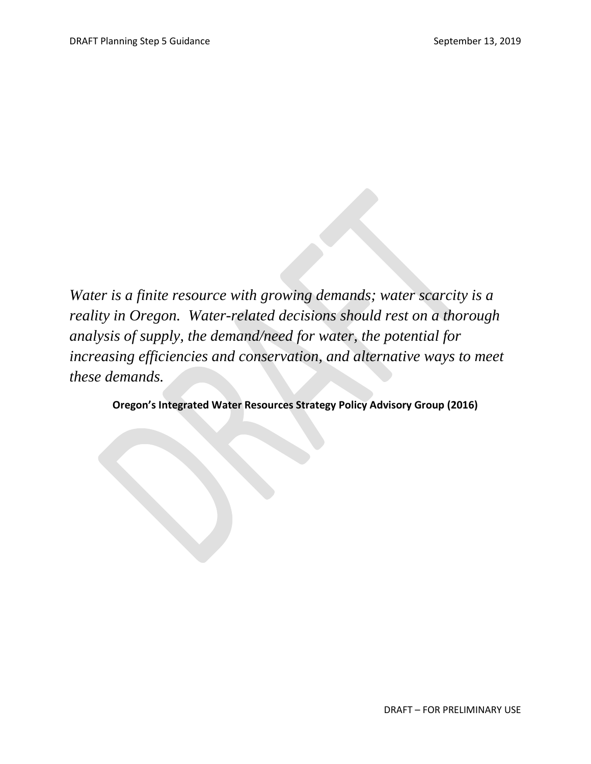*Water is a finite resource with growing demands; water scarcity is a reality in Oregon. Water-related decisions should rest on a thorough analysis of supply, the demand/need for water, the potential for increasing efficiencies and conservation, and alternative ways to meet these demands.*

**Oregon's Integrated Water Resources Strategy Policy Advisory Group (2016)**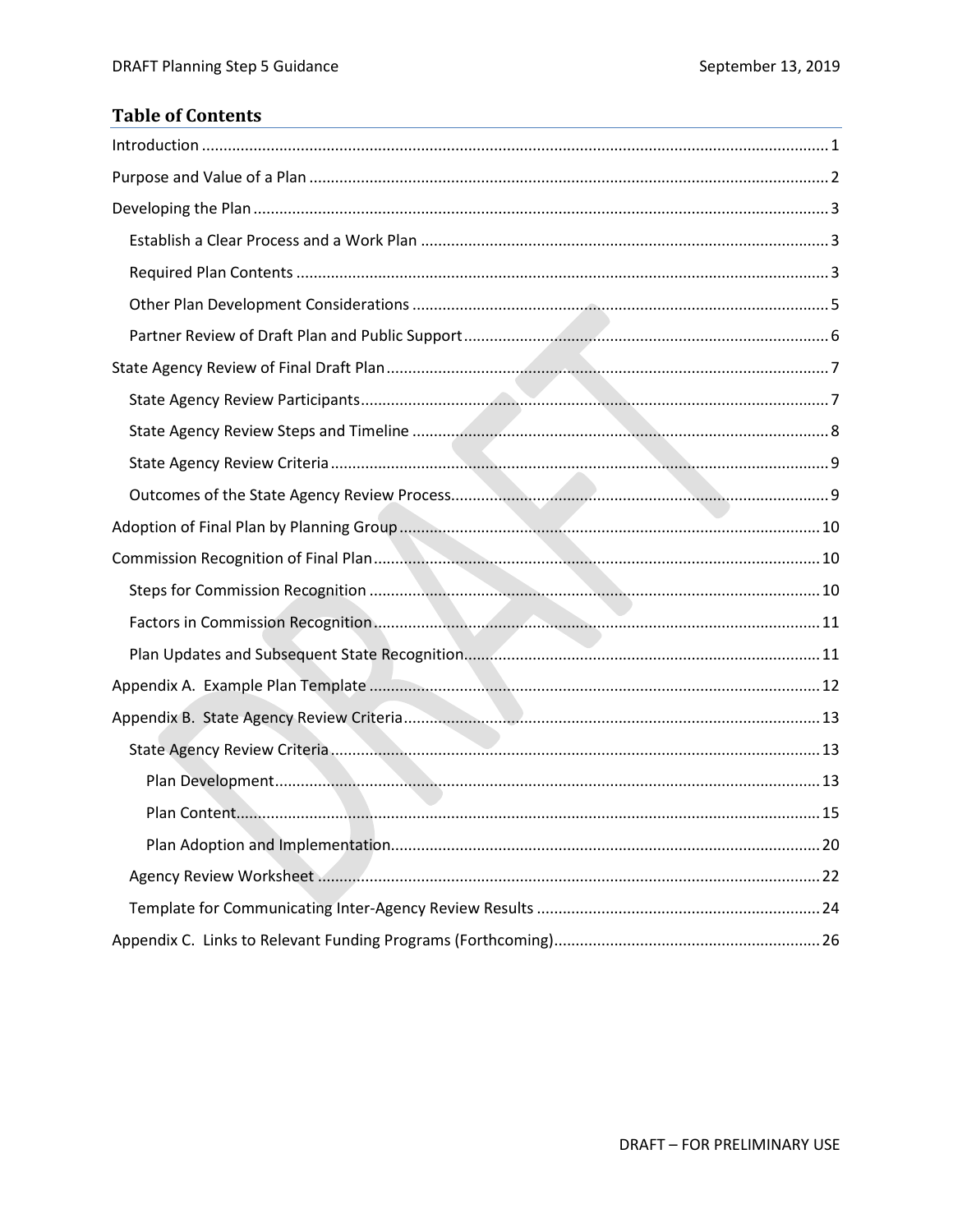## Table of Contents

- Introduction ..... 1
- Purpose and Value of a Plan ..... 2
- Developing the Plan ..... 3
  - Establish a Clear Process and a Work Plan ..... 3
  - Required Plan Contents ..... 3
  - Other Plan Development Considerations ..... 5
  - Partner Review of Draft Plan and Public Support ..... 6
- State Agency Review of Final Draft Plan ..... 7
  - State Agency Review Participants ..... 7
  - State Agency Review Steps and Timeline ..... 8
  - State Agency Review Criteria ..... 9
  - Outcomes of the State Agency Review Process ..... 9
- Adoption of Final Plan by Planning Group ..... 10
- Commission Recognition of Final Plan ..... 10
  - Steps for Commission Recognition ..... 10
  - Factors in Commission Recognition ..... 11
  - Plan Updates and Subsequent State Recognition ..... 11
- Appendix A. Example Plan Template ..... 12
- Appendix B. State Agency Review Criteria ..... 13
  - State Agency Review Criteria ..... 13
    - Plan Development ..... 13
    - Plan Content ..... 15
    - Plan Adoption and Implementation ..... 20
  - Agency Review Worksheet ..... 22
  - Template for Communicating Inter-Agency Review Results ..... 24
- Appendix C. Links to Relevant Funding Programs (Forthcoming) ..... 26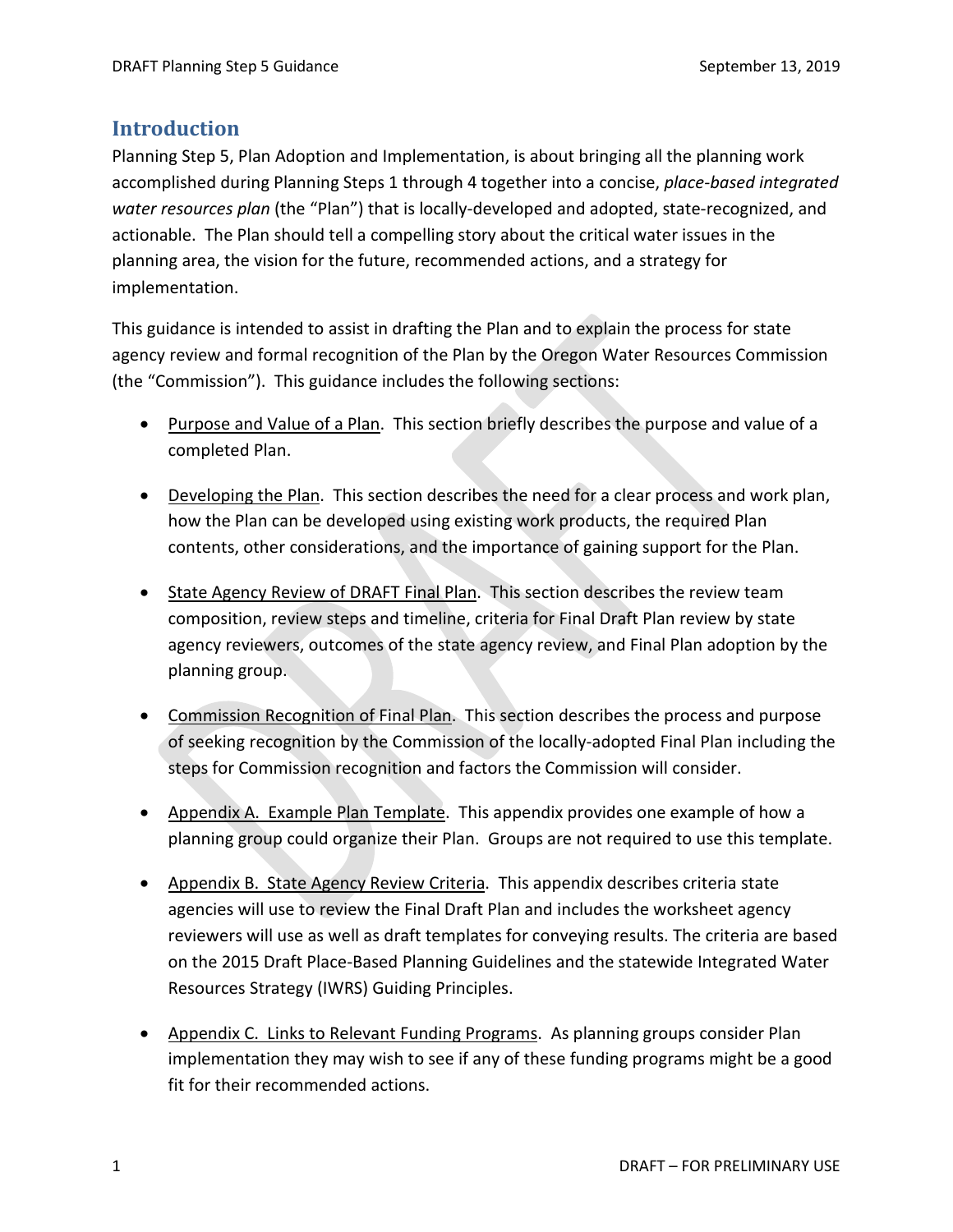## Introduction

Planning Step 5, Plan Adoption and Implementation, is about bringing all the planning work accomplished during Planning Steps 1 through 4 together into a concise, *place-based integrated water resources plan* (the "Plan") that is locally-developed and adopted, state-recognized, and actionable. The Plan should tell a compelling story about the critical water issues in the planning area, the vision for the future, recommended actions, and a strategy for implementation.

This guidance is intended to assist in drafting the Plan and to explain the process for state agency review and formal recognition of the Plan by the Oregon Water Resources Commission (the "Commission"). This guidance includes the following sections:

- Purpose and Value of a Plan. This section briefly describes the purpose and value of a completed Plan.
- Developing the Plan. This section describes the need for a clear process and work plan, how the Plan can be developed using existing work products, the required Plan contents, other considerations, and the importance of gaining support for the Plan.
- State Agency Review of DRAFT Final Plan. This section describes the review team composition, review steps and timeline, criteria for Final Draft Plan review by state agency reviewers, outcomes of the state agency review, and Final Plan adoption by the planning group.
- Commission Recognition of Final Plan. This section describes the process and purpose of seeking recognition by the Commission of the locally-adopted Final Plan including the steps for Commission recognition and factors the Commission will consider.
- Appendix A. Example Plan Template. This appendix provides one example of how a planning group could organize their Plan. Groups are not required to use this template.
- Appendix B. State Agency Review Criteria. This appendix describes criteria state agencies will use to review the Final Draft Plan and includes the worksheet agency reviewers will use as well as draft templates for conveying results. The criteria are based on the 2015 Draft Place-Based Planning Guidelines and the statewide Integrated Water Resources Strategy (IWRS) Guiding Principles.
- Appendix C. Links to Relevant Funding Programs. As planning groups consider Plan implementation they may wish to see if any of these funding programs might be a good fit for their recommended actions.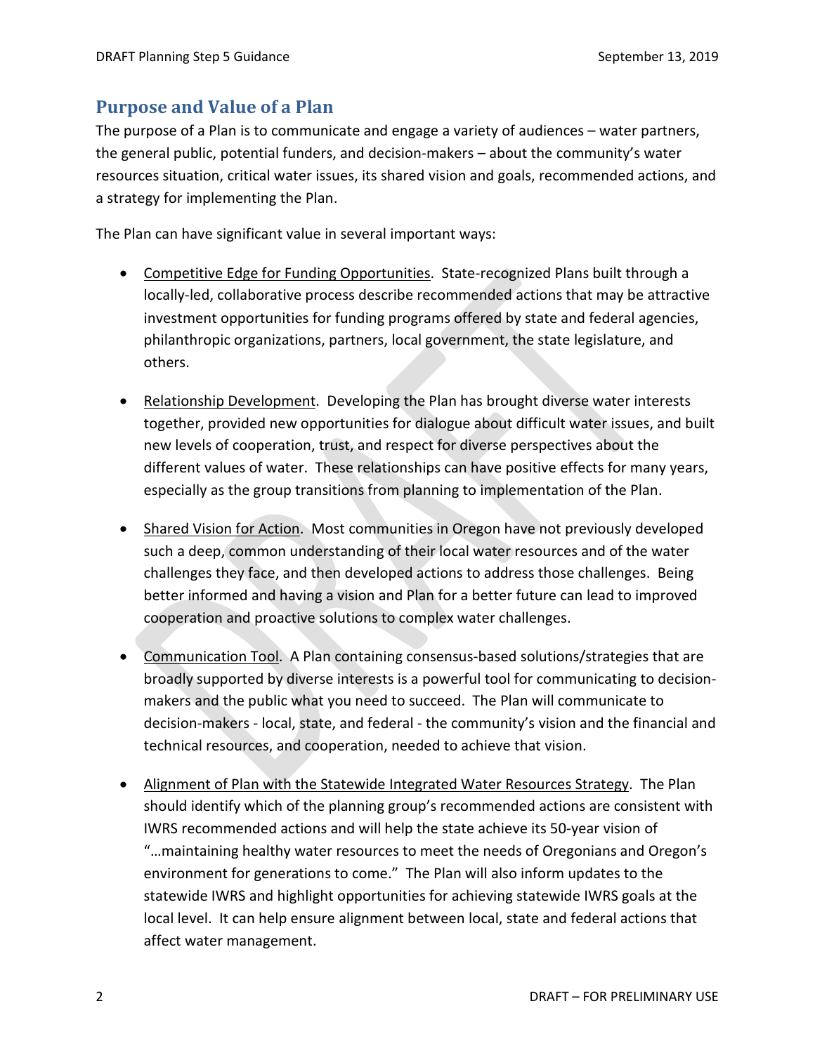## Purpose and Value of a Plan

The purpose of a Plan is to communicate and engage a variety of audiences – water partners, the general public, potential funders, and decision-makers – about the community's water resources situation, critical water issues, its shared vision and goals, recommended actions, and a strategy for implementing the Plan.

The Plan can have significant value in several important ways:

- Competitive Edge for Funding Opportunities. State-recognized Plans built through a locally-led, collaborative process describe recommended actions that may be attractive investment opportunities for funding programs offered by state and federal agencies, philanthropic organizations, partners, local government, the state legislature, and others.

- Relationship Development. Developing the Plan has brought diverse water interests together, provided new opportunities for dialogue about difficult water issues, and built new levels of cooperation, trust, and respect for diverse perspectives about the different values of water. These relationships can have positive effects for many years, especially as the group transitions from planning to implementation of the Plan.

- Shared Vision for Action. Most communities in Oregon have not previously developed such a deep, common understanding of their local water resources and of the water challenges they face, and then developed actions to address those challenges. Being better informed and having a vision and Plan for a better future can lead to improved cooperation and proactive solutions to complex water challenges.

- Communication Tool. A Plan containing consensus-based solutions/strategies that are broadly supported by diverse interests is a powerful tool for communicating to decision-makers and the public what you need to succeed. The Plan will communicate to decision-makers - local, state, and federal - the community's vision and the financial and technical resources, and cooperation, needed to achieve that vision.

- Alignment of Plan with the Statewide Integrated Water Resources Strategy. The Plan should identify which of the planning group's recommended actions are consistent with IWRS recommended actions and will help the state achieve its 50-year vision of "…maintaining healthy water resources to meet the needs of Oregonians and Oregon's environment for generations to come." The Plan will also inform updates to the statewide IWRS and highlight opportunities for achieving statewide IWRS goals at the local level. It can help ensure alignment between local, state and federal actions that affect water management.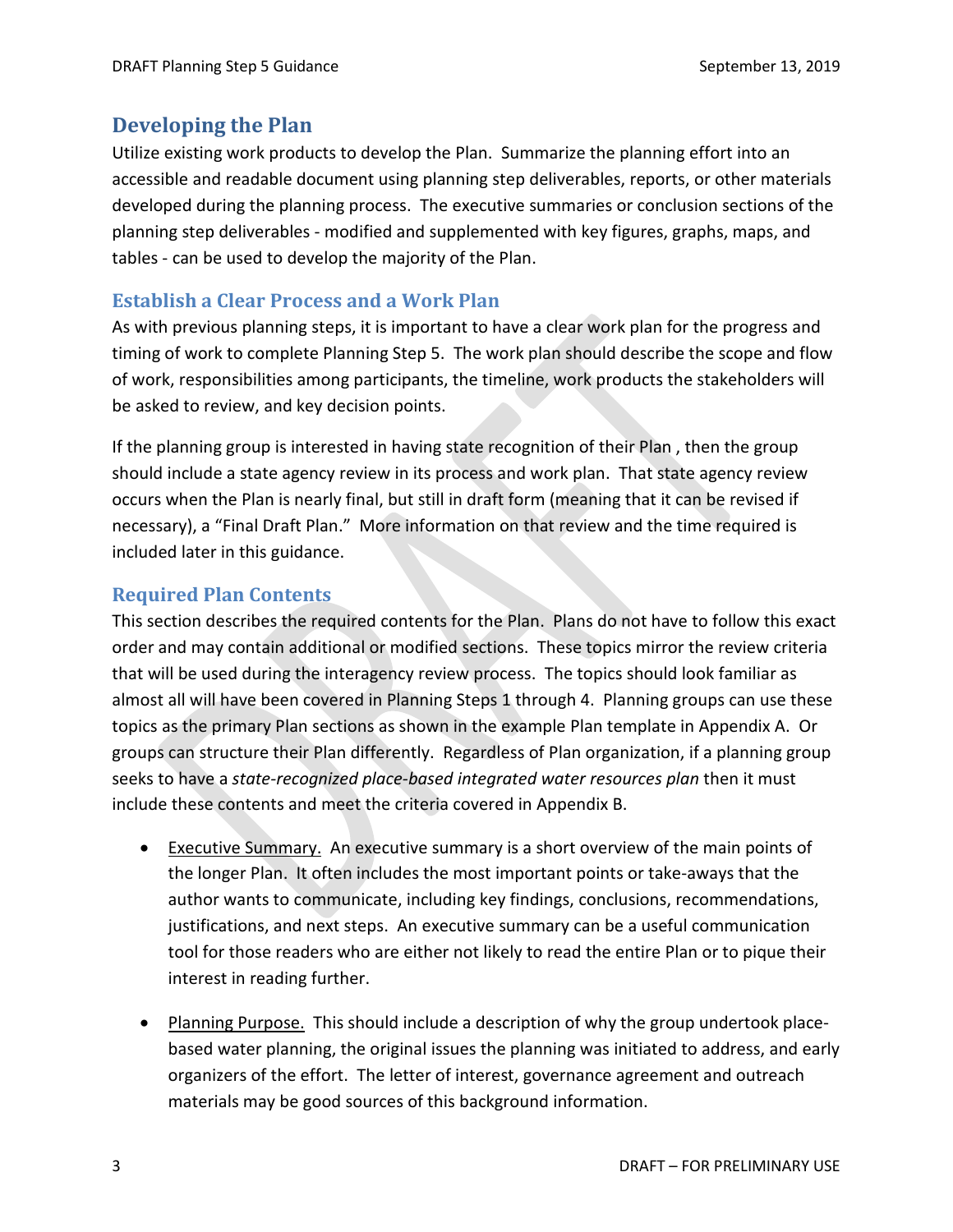## Developing the Plan

Utilize existing work products to develop the Plan. Summarize the planning effort into an accessible and readable document using planning step deliverables, reports, or other materials developed during the planning process. The executive summaries or conclusion sections of the planning step deliverables - modified and supplemented with key figures, graphs, maps, and tables - can be used to develop the majority of the Plan.

### Establish a Clear Process and a Work Plan

As with previous planning steps, it is important to have a clear work plan for the progress and timing of work to complete Planning Step 5. The work plan should describe the scope and flow of work, responsibilities among participants, the timeline, work products the stakeholders will be asked to review, and key decision points.

If the planning group is interested in having state recognition of their Plan , then the group should include a state agency review in its process and work plan. That state agency review occurs when the Plan is nearly final, but still in draft form (meaning that it can be revised if necessary), a "Final Draft Plan." More information on that review and the time required is included later in this guidance.

### Required Plan Contents

This section describes the required contents for the Plan. Plans do not have to follow this exact order and may contain additional or modified sections. These topics mirror the review criteria that will be used during the interagency review process. The topics should look familiar as almost all will have been covered in Planning Steps 1 through 4. Planning groups can use these topics as the primary Plan sections as shown in the example Plan template in Appendix A. Or groups can structure their Plan differently. Regardless of Plan organization, if a planning group seeks to have a *state-recognized place-based integrated water resources plan* then it must include these contents and meet the criteria covered in Appendix B.

- Executive Summary. An executive summary is a short overview of the main points of the longer Plan. It often includes the most important points or take-aways that the author wants to communicate, including key findings, conclusions, recommendations, justifications, and next steps. An executive summary can be a useful communication tool for those readers who are either not likely to read the entire Plan or to pique their interest in reading further.

- Planning Purpose. This should include a description of why the group undertook place-based water planning, the original issues the planning was initiated to address, and early organizers of the effort. The letter of interest, governance agreement and outreach materials may be good sources of this background information.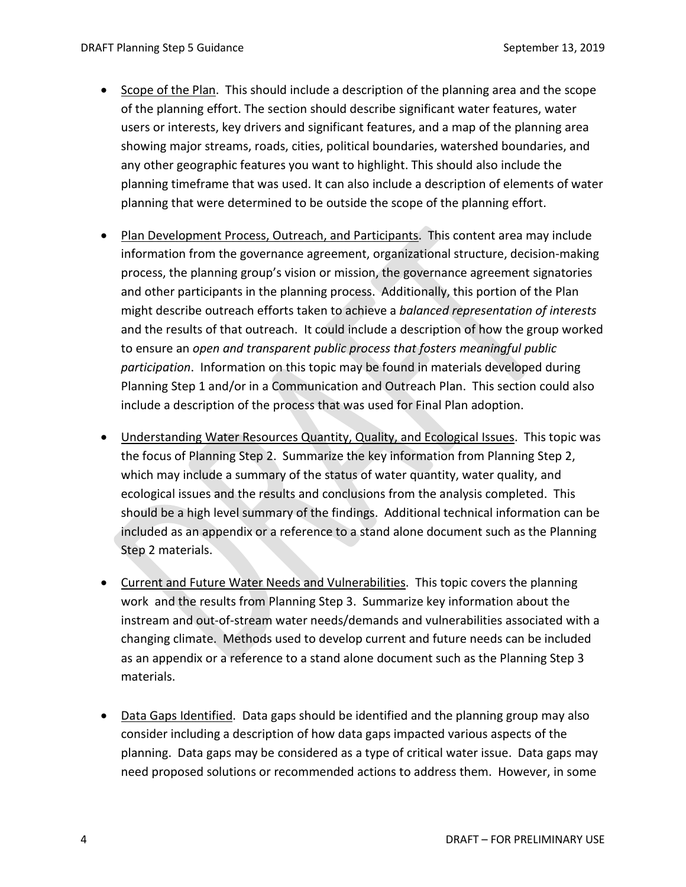- Scope of the Plan. This should include a description of the planning area and the scope of the planning effort. The section should describe significant water features, water users or interests, key drivers and significant features, and a map of the planning area showing major streams, roads, cities, political boundaries, watershed boundaries, and any other geographic features you want to highlight. This should also include the planning timeframe that was used. It can also include a description of elements of water planning that were determined to be outside the scope of the planning effort.

- Plan Development Process, Outreach, and Participants. This content area may include information from the governance agreement, organizational structure, decision-making process, the planning group's vision or mission, the governance agreement signatories and other participants in the planning process. Additionally, this portion of the Plan might describe outreach efforts taken to achieve a *balanced representation of interests* and the results of that outreach. It could include a description of how the group worked to ensure an *open and transparent public process that fosters meaningful public participation*. Information on this topic may be found in materials developed during Planning Step 1 and/or in a Communication and Outreach Plan. This section could also include a description of the process that was used for Final Plan adoption.

- Understanding Water Resources Quantity, Quality, and Ecological Issues. This topic was the focus of Planning Step 2. Summarize the key information from Planning Step 2, which may include a summary of the status of water quantity, water quality, and ecological issues and the results and conclusions from the analysis completed. This should be a high level summary of the findings. Additional technical information can be included as an appendix or a reference to a stand alone document such as the Planning Step 2 materials.

- Current and Future Water Needs and Vulnerabilities. This topic covers the planning work and the results from Planning Step 3. Summarize key information about the instream and out-of-stream water needs/demands and vulnerabilities associated with a changing climate. Methods used to develop current and future needs can be included as an appendix or a reference to a stand alone document such as the Planning Step 3 materials.

- Data Gaps Identified. Data gaps should be identified and the planning group may also consider including a description of how data gaps impacted various aspects of the planning. Data gaps may be considered as a type of critical water issue. Data gaps may need proposed solutions or recommended actions to address them. However, in some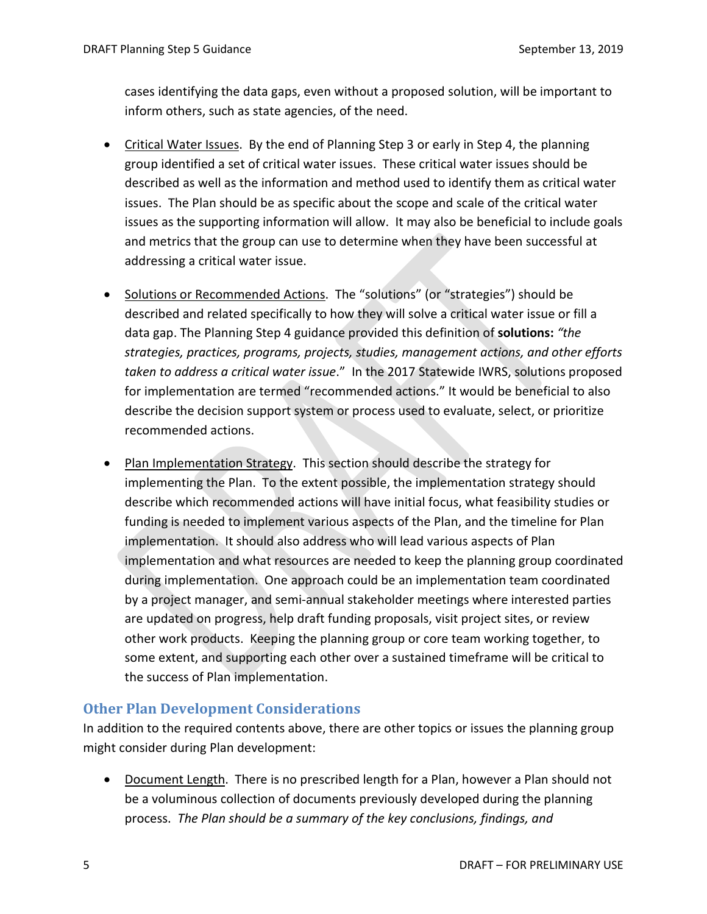cases identifying the data gaps, even without a proposed solution, will be important to inform others, such as state agencies, of the need.

- Critical Water Issues. By the end of Planning Step 3 or early in Step 4, the planning group identified a set of critical water issues. These critical water issues should be described as well as the information and method used to identify them as critical water issues. The Plan should be as specific about the scope and scale of the critical water issues as the supporting information will allow. It may also be beneficial to include goals and metrics that the group can use to determine when they have been successful at addressing a critical water issue.

- Solutions or Recommended Actions. The "solutions" (or "strategies") should be described and related specifically to how they will solve a critical water issue or fill a data gap. The Planning Step 4 guidance provided this definition of **solutions:** *"the strategies, practices, programs, projects, studies, management actions, and other efforts taken to address a critical water issue*." In the 2017 Statewide IWRS, solutions proposed for implementation are termed "recommended actions." It would be beneficial to also describe the decision support system or process used to evaluate, select, or prioritize recommended actions.

- Plan Implementation Strategy. This section should describe the strategy for implementing the Plan. To the extent possible, the implementation strategy should describe which recommended actions will have initial focus, what feasibility studies or funding is needed to implement various aspects of the Plan, and the timeline for Plan implementation. It should also address who will lead various aspects of Plan implementation and what resources are needed to keep the planning group coordinated during implementation. One approach could be an implementation team coordinated by a project manager, and semi-annual stakeholder meetings where interested parties are updated on progress, help draft funding proposals, visit project sites, or review other work products. Keeping the planning group or core team working together, to some extent, and supporting each other over a sustained timeframe will be critical to the success of Plan implementation.

## Other Plan Development Considerations

In addition to the required contents above, there are other topics or issues the planning group might consider during Plan development:

- Document Length. There is no prescribed length for a Plan, however a Plan should not be a voluminous collection of documents previously developed during the planning process. *The Plan should be a summary of the key conclusions, findings, and*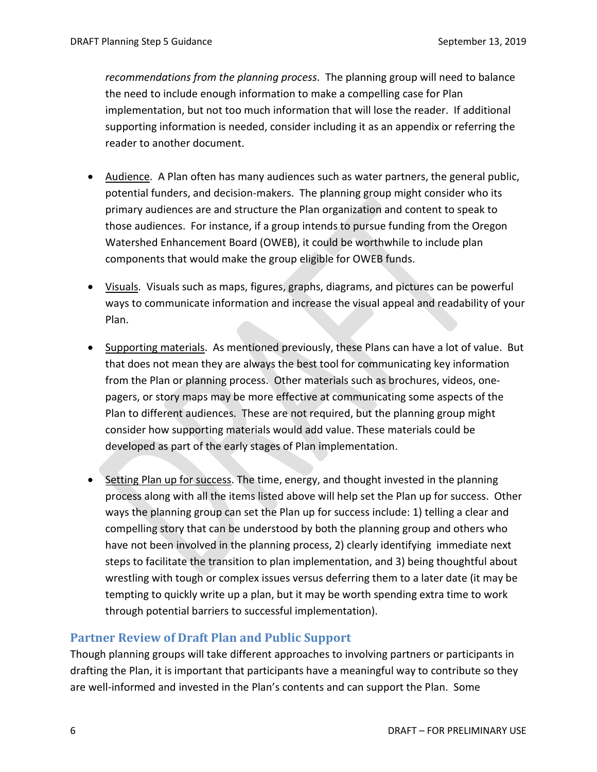*recommendations from the planning process*. The planning group will need to balance the need to include enough information to make a compelling case for Plan implementation, but not too much information that will lose the reader. If additional supporting information is needed, consider including it as an appendix or referring the reader to another document.

- Audience. A Plan often has many audiences such as water partners, the general public, potential funders, and decision-makers. The planning group might consider who its primary audiences are and structure the Plan organization and content to speak to those audiences. For instance, if a group intends to pursue funding from the Oregon Watershed Enhancement Board (OWEB), it could be worthwhile to include plan components that would make the group eligible for OWEB funds.

- Visuals. Visuals such as maps, figures, graphs, diagrams, and pictures can be powerful ways to communicate information and increase the visual appeal and readability of your Plan.

- Supporting materials. As mentioned previously, these Plans can have a lot of value. But that does not mean they are always the best tool for communicating key information from the Plan or planning process. Other materials such as brochures, videos, one-pagers, or story maps may be more effective at communicating some aspects of the Plan to different audiences. These are not required, but the planning group might consider how supporting materials would add value. These materials could be developed as part of the early stages of Plan implementation.

- Setting Plan up for success. The time, energy, and thought invested in the planning process along with all the items listed above will help set the Plan up for success. Other ways the planning group can set the Plan up for success include: 1) telling a clear and compelling story that can be understood by both the planning group and others who have not been involved in the planning process, 2) clearly identifying immediate next steps to facilitate the transition to plan implementation, and 3) being thoughtful about wrestling with tough or complex issues versus deferring them to a later date (it may be tempting to quickly write up a plan, but it may be worth spending extra time to work through potential barriers to successful implementation).

## Partner Review of Draft Plan and Public Support

Though planning groups will take different approaches to involving partners or participants in drafting the Plan, it is important that participants have a meaningful way to contribute so they are well-informed and invested in the Plan's contents and can support the Plan. Some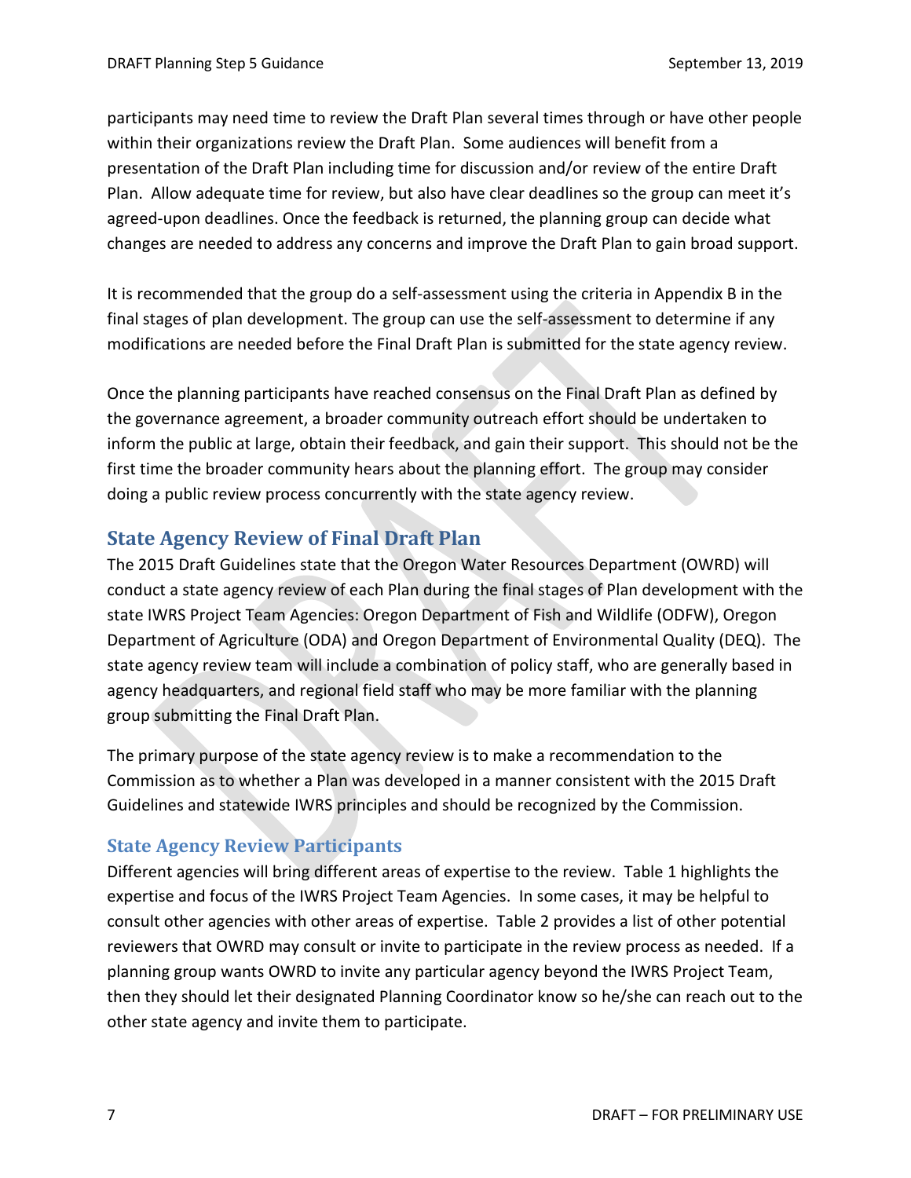participants may need time to review the Draft Plan several times through or have other people within their organizations review the Draft Plan. Some audiences will benefit from a presentation of the Draft Plan including time for discussion and/or review of the entire Draft Plan. Allow adequate time for review, but also have clear deadlines so the group can meet it's agreed-upon deadlines. Once the feedback is returned, the planning group can decide what changes are needed to address any concerns and improve the Draft Plan to gain broad support.

It is recommended that the group do a self-assessment using the criteria in Appendix B in the final stages of plan development. The group can use the self-assessment to determine if any modifications are needed before the Final Draft Plan is submitted for the state agency review.

Once the planning participants have reached consensus on the Final Draft Plan as defined by the governance agreement, a broader community outreach effort should be undertaken to inform the public at large, obtain their feedback, and gain their support. This should not be the first time the broader community hears about the planning effort. The group may consider doing a public review process concurrently with the state agency review.

## State Agency Review of Final Draft Plan

The 2015 Draft Guidelines state that the Oregon Water Resources Department (OWRD) will conduct a state agency review of each Plan during the final stages of Plan development with the state IWRS Project Team Agencies: Oregon Department of Fish and Wildlife (ODFW), Oregon Department of Agriculture (ODA) and Oregon Department of Environmental Quality (DEQ). The state agency review team will include a combination of policy staff, who are generally based in agency headquarters, and regional field staff who may be more familiar with the planning group submitting the Final Draft Plan.

The primary purpose of the state agency review is to make a recommendation to the Commission as to whether a Plan was developed in a manner consistent with the 2015 Draft Guidelines and statewide IWRS principles and should be recognized by the Commission.

### State Agency Review Participants

Different agencies will bring different areas of expertise to the review. Table 1 highlights the expertise and focus of the IWRS Project Team Agencies. In some cases, it may be helpful to consult other agencies with other areas of expertise. Table 2 provides a list of other potential reviewers that OWRD may consult or invite to participate in the review process as needed. If a planning group wants OWRD to invite any particular agency beyond the IWRS Project Team, then they should let their designated Planning Coordinator know so he/she can reach out to the other state agency and invite them to participate.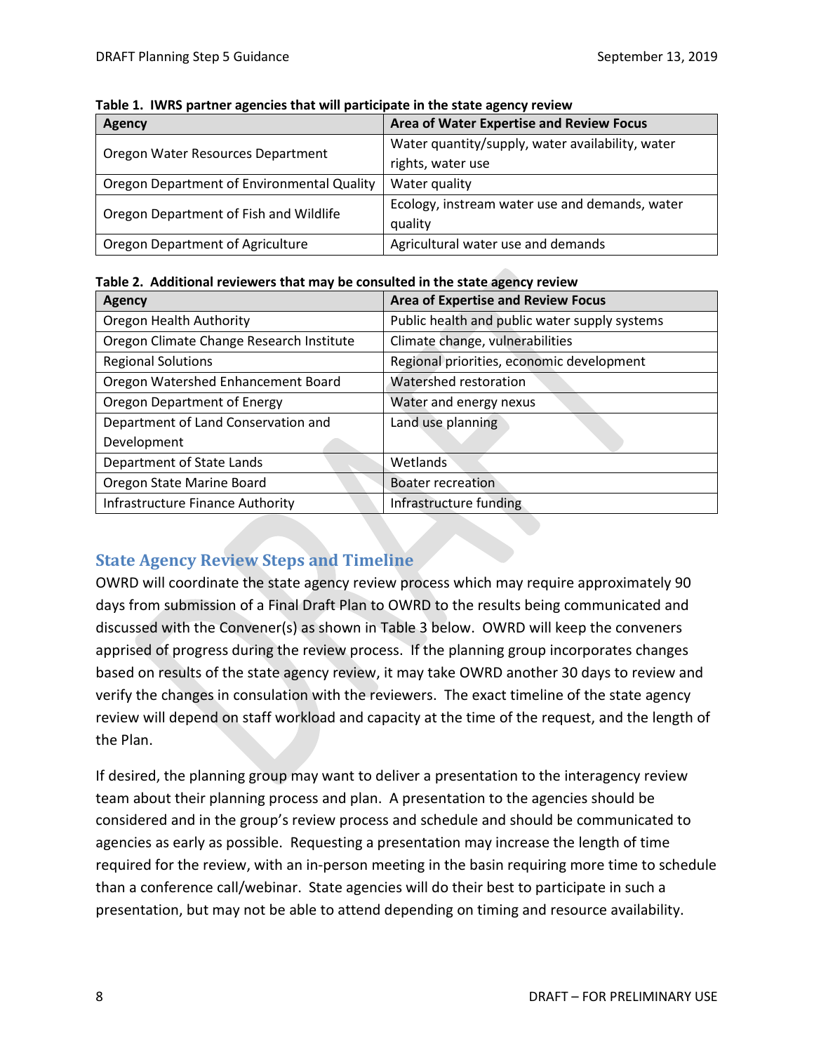**Table 1. IWRS partner agencies that will participate in the state agency review**

| Agency | Area of Water Expertise and Review Focus |
|---|---|
| Oregon Water Resources Department | Water quantity/supply, water availability, water rights, water use |
| Oregon Department of Environmental Quality | Water quality |
| Oregon Department of Fish and Wildlife | Ecology, instream water use and demands, water quality |
| Oregon Department of Agriculture | Agricultural water use and demands |

**Table 2. Additional reviewers that may be consulted in the state agency review**

| Agency | Area of Expertise and Review Focus |
|---|---|
| Oregon Health Authority | Public health and public water supply systems |
| Oregon Climate Change Research Institute | Climate change, vulnerabilities |
| Regional Solutions | Regional priorities, economic development |
| Oregon Watershed Enhancement Board | Watershed restoration |
| Oregon Department of Energy | Water and energy nexus |
| Department of Land Conservation and Development | Land use planning |
| Department of State Lands | Wetlands |
| Oregon State Marine Board | Boater recreation |
| Infrastructure Finance Authority | Infrastructure funding |

## State Agency Review Steps and Timeline

OWRD will coordinate the state agency review process which may require approximately 90 days from submission of a Final Draft Plan to OWRD to the results being communicated and discussed with the Convener(s) as shown in Table 3 below. OWRD will keep the conveners apprised of progress during the review process. If the planning group incorporates changes based on results of the state agency review, it may take OWRD another 30 days to review and verify the changes in consulation with the reviewers. The exact timeline of the state agency review will depend on staff workload and capacity at the time of the request, and the length of the Plan.

If desired, the planning group may want to deliver a presentation to the interagency review team about their planning process and plan. A presentation to the agencies should be considered and in the group's review process and schedule and should be communicated to agencies as early as possible. Requesting a presentation may increase the length of time required for the review, with an in-person meeting in the basin requiring more time to schedule than a conference call/webinar. State agencies will do their best to participate in such a presentation, but may not be able to attend depending on timing and resource availability.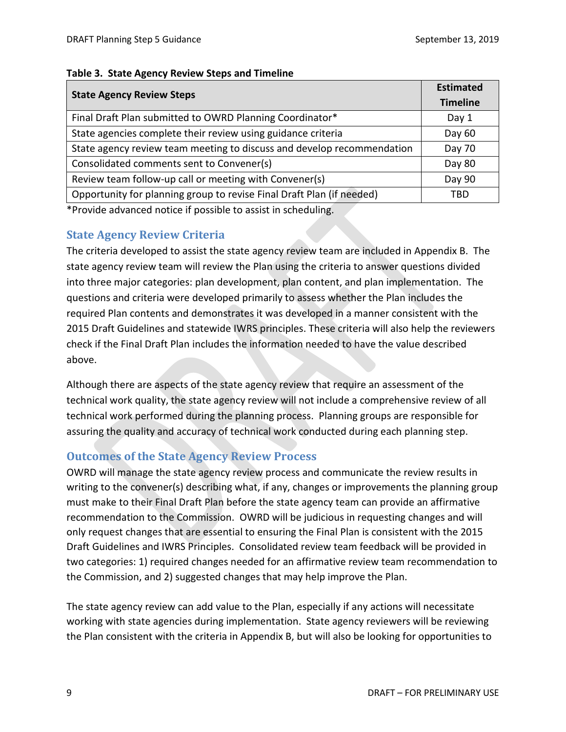**Table 3. State Agency Review Steps and Timeline**

| State Agency Review Steps | Estimated Timeline |
|---|---|
| Final Draft Plan submitted to OWRD Planning Coordinator* | Day 1 |
| State agencies complete their review using guidance criteria | Day 60 |
| State agency review team meeting to discuss and develop recommendation | Day 70 |
| Consolidated comments sent to Convener(s) | Day 80 |
| Review team follow-up call or meeting with Convener(s) | Day 90 |
| Opportunity for planning group to revise Final Draft Plan (if needed) | TBD |

*Provide advanced notice if possible to assist in scheduling.

## State Agency Review Criteria

The criteria developed to assist the state agency review team are included in Appendix B. The state agency review team will review the Plan using the criteria to answer questions divided into three major categories: plan development, plan content, and plan implementation. The questions and criteria were developed primarily to assess whether the Plan includes the required Plan contents and demonstrates it was developed in a manner consistent with the 2015 Draft Guidelines and statewide IWRS principles. These criteria will also help the reviewers check if the Final Draft Plan includes the information needed to have the value described above.

Although there are aspects of the state agency review that require an assessment of the technical work quality, the state agency review will not include a comprehensive review of all technical work performed during the planning process. Planning groups are responsible for assuring the quality and accuracy of technical work conducted during each planning step.

## Outcomes of the State Agency Review Process

OWRD will manage the state agency review process and communicate the review results in writing to the convener(s) describing what, if any, changes or improvements the planning group must make to their Final Draft Plan before the state agency team can provide an affirmative recommendation to the Commission. OWRD will be judicious in requesting changes and will only request changes that are essential to ensuring the Final Plan is consistent with the 2015 Draft Guidelines and IWRS Principles. Consolidated review team feedback will be provided in two categories: 1) required changes needed for an affirmative review team recommendation to the Commission, and 2) suggested changes that may help improve the Plan.

The state agency review can add value to the Plan, especially if any actions will necessitate working with state agencies during implementation. State agency reviewers will be reviewing the Plan consistent with the criteria in Appendix B, but will also be looking for opportunities to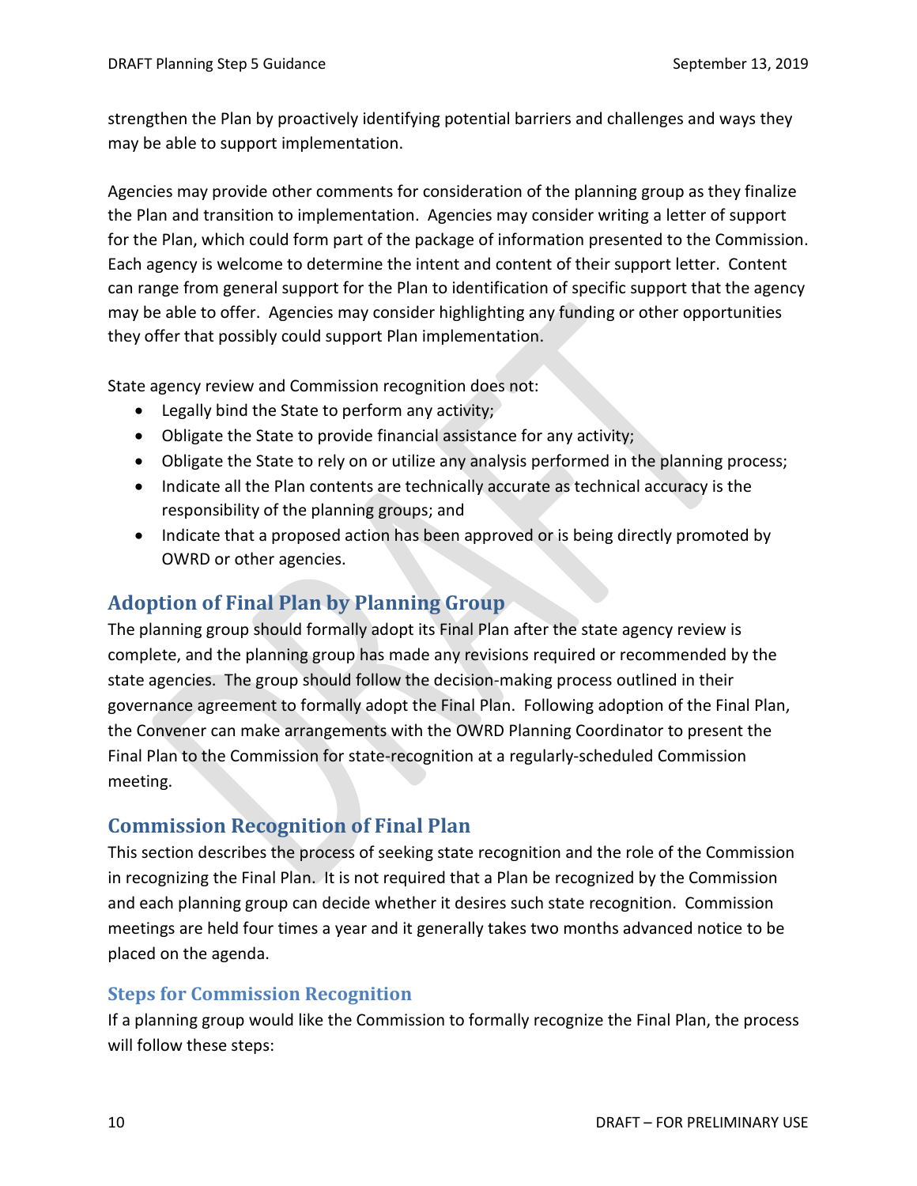strengthen the Plan by proactively identifying potential barriers and challenges and ways they may be able to support implementation.

Agencies may provide other comments for consideration of the planning group as they finalize the Plan and transition to implementation. Agencies may consider writing a letter of support for the Plan, which could form part of the package of information presented to the Commission. Each agency is welcome to determine the intent and content of their support letter. Content can range from general support for the Plan to identification of specific support that the agency may be able to offer. Agencies may consider highlighting any funding or other opportunities they offer that possibly could support Plan implementation.

State agency review and Commission recognition does not:

- Legally bind the State to perform any activity;
- Obligate the State to provide financial assistance for any activity;
- Obligate the State to rely on or utilize any analysis performed in the planning process;
- Indicate all the Plan contents are technically accurate as technical accuracy is the responsibility of the planning groups; and
- Indicate that a proposed action has been approved or is being directly promoted by OWRD or other agencies.

## Adoption of Final Plan by Planning Group

The planning group should formally adopt its Final Plan after the state agency review is complete, and the planning group has made any revisions required or recommended by the state agencies. The group should follow the decision-making process outlined in their governance agreement to formally adopt the Final Plan. Following adoption of the Final Plan, the Convener can make arrangements with the OWRD Planning Coordinator to present the Final Plan to the Commission for state-recognition at a regularly-scheduled Commission meeting.

## Commission Recognition of Final Plan

This section describes the process of seeking state recognition and the role of the Commission in recognizing the Final Plan. It is not required that a Plan be recognized by the Commission and each planning group can decide whether it desires such state recognition. Commission meetings are held four times a year and it generally takes two months advanced notice to be placed on the agenda.

### Steps for Commission Recognition

If a planning group would like the Commission to formally recognize the Final Plan, the process will follow these steps: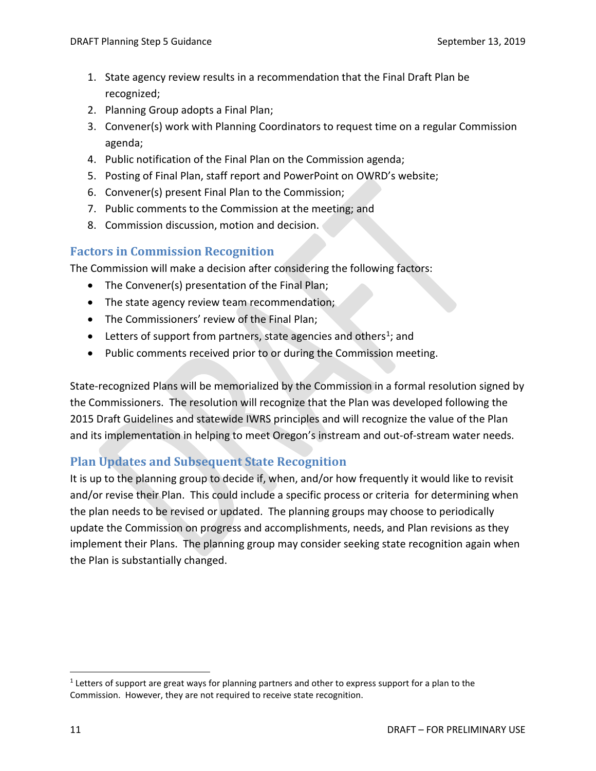1. State agency review results in a recommendation that the Final Draft Plan be recognized;
2. Planning Group adopts a Final Plan;
3. Convener(s) work with Planning Coordinators to request time on a regular Commission agenda;
4. Public notification of the Final Plan on the Commission agenda;
5. Posting of Final Plan, staff report and PowerPoint on OWRD's website;
6. Convener(s) present Final Plan to the Commission;
7. Public comments to the Commission at the meeting; and
8. Commission discussion, motion and decision.

## Factors in Commission Recognition

The Commission will make a decision after considering the following factors:

- The Convener(s) presentation of the Final Plan;
- The state agency review team recommendation;
- The Commissioners' review of the Final Plan;
- Letters of support from partners, state agencies and others[1]; and
- Public comments received prior to or during the Commission meeting.

State-recognized Plans will be memorialized by the Commission in a formal resolution signed by the Commissioners. The resolution will recognize that the Plan was developed following the 2015 Draft Guidelines and statewide IWRS principles and will recognize the value of the Plan and its implementation in helping to meet Oregon's instream and out-of-stream water needs.

## Plan Updates and Subsequent State Recognition

It is up to the planning group to decide if, when, and/or how frequently it would like to revisit and/or revise their Plan. This could include a specific process or criteria for determining when the plan needs to be revised or updated. The planning groups may choose to periodically update the Commission on progress and accomplishments, needs, and Plan revisions as they implement their Plans. The planning group may consider seeking state recognition again when the Plan is substantially changed.

[1] Letters of support are great ways for planning partners and other to express support for a plan to the Commission. However, they are not required to receive state recognition.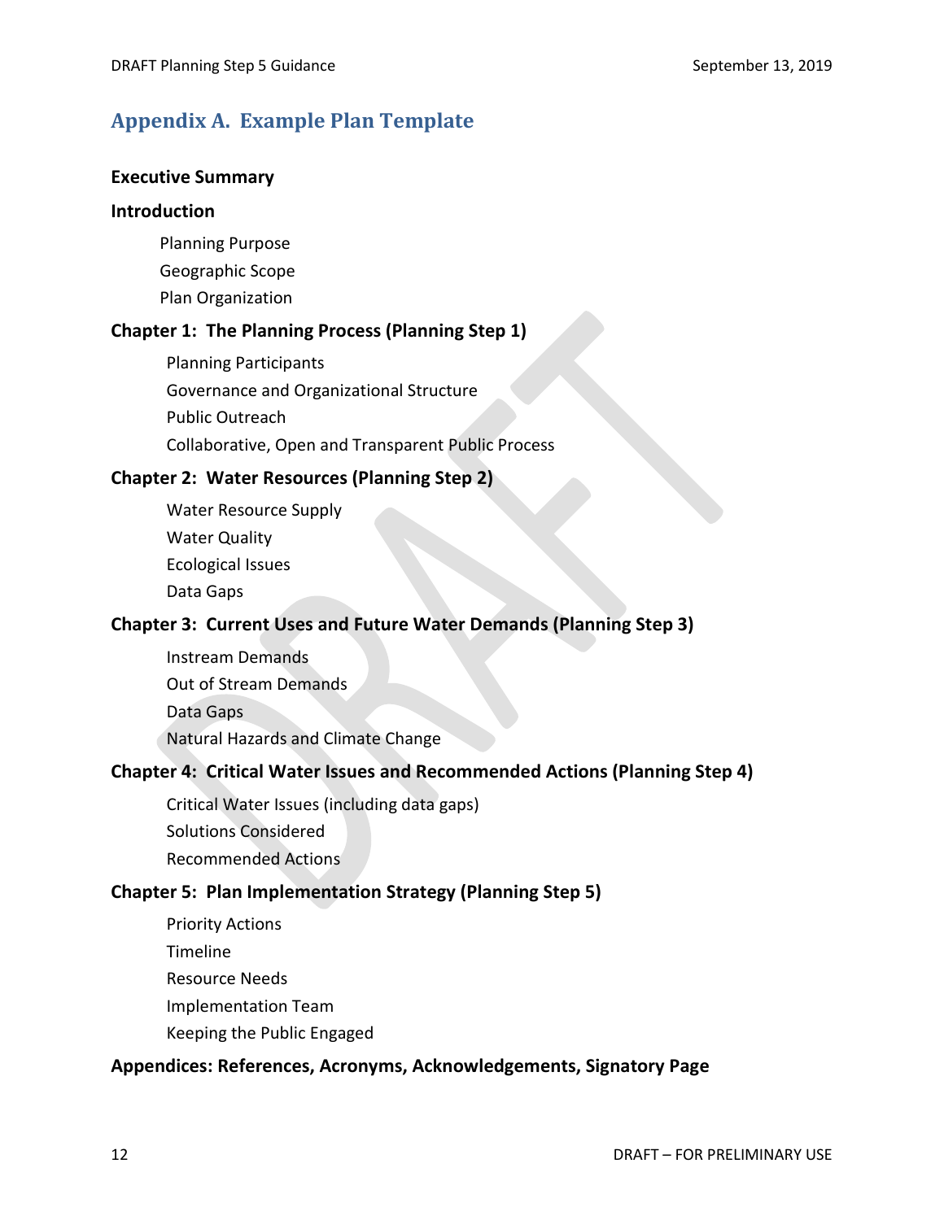# Appendix A. Example Plan Template

**Executive Summary**

**Introduction**

- Planning Purpose
- Geographic Scope
- Plan Organization

**Chapter 1: The Planning Process (Planning Step 1)**

- Planning Participants
- Governance and Organizational Structure
- Public Outreach
- Collaborative, Open and Transparent Public Process

**Chapter 2: Water Resources (Planning Step 2)**

- Water Resource Supply
- Water Quality
- Ecological Issues
- Data Gaps

**Chapter 3: Current Uses and Future Water Demands (Planning Step 3)**

- Instream Demands
- Out of Stream Demands
- Data Gaps
- Natural Hazards and Climate Change

**Chapter 4: Critical Water Issues and Recommended Actions (Planning Step 4)**

- Critical Water Issues (including data gaps)
- Solutions Considered
- Recommended Actions

**Chapter 5: Plan Implementation Strategy (Planning Step 5)**

- Priority Actions
- Timeline
- Resource Needs
- Implementation Team
- Keeping the Public Engaged

**Appendices: References, Acronyms, Acknowledgements, Signatory Page**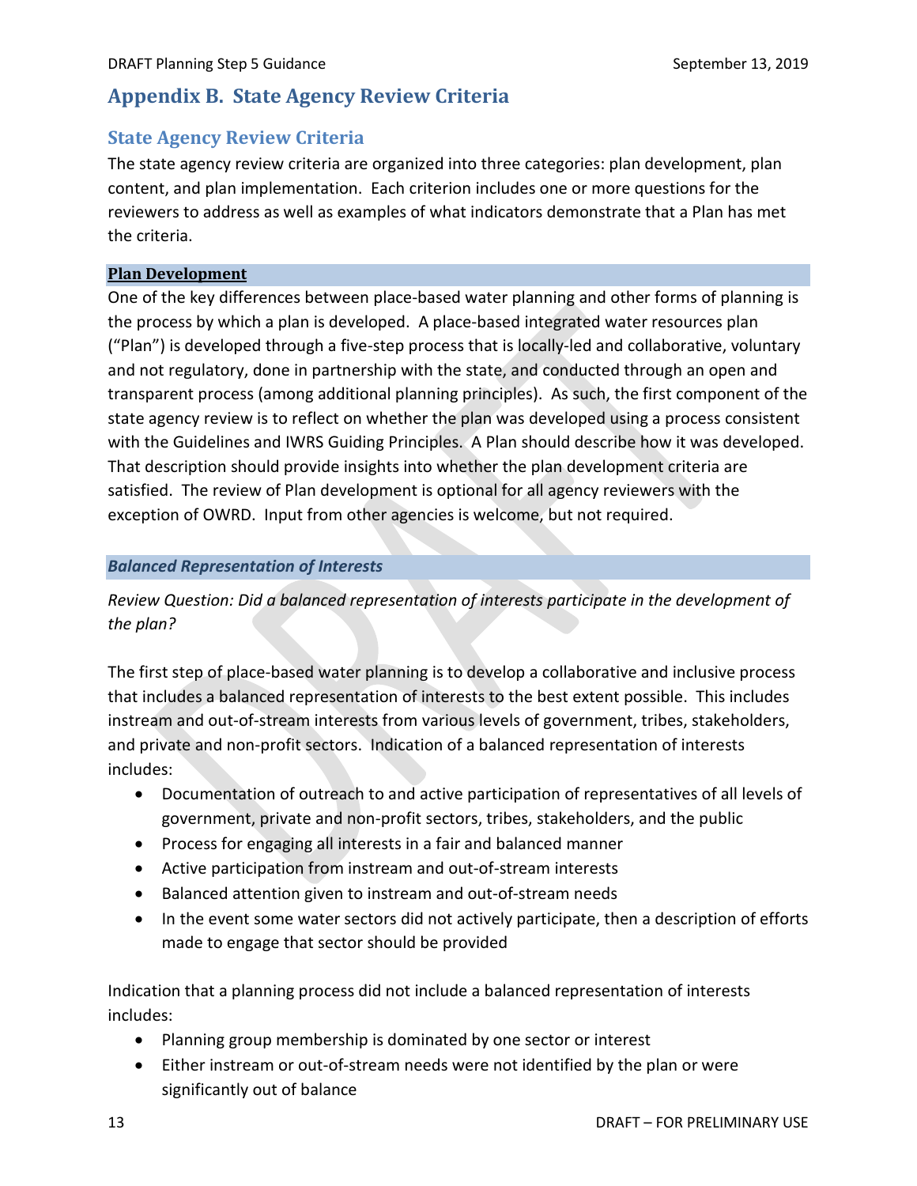# Appendix B. State Agency Review Criteria

## State Agency Review Criteria

The state agency review criteria are organized into three categories: plan development, plan content, and plan implementation. Each criterion includes one or more questions for the reviewers to address as well as examples of what indicators demonstrate that a Plan has met the criteria.

### Plan Development

One of the key differences between place-based water planning and other forms of planning is the process by which a plan is developed. A place-based integrated water resources plan ("Plan") is developed through a five-step process that is locally-led and collaborative, voluntary and not regulatory, done in partnership with the state, and conducted through an open and transparent process (among additional planning principles). As such, the first component of the state agency review is to reflect on whether the plan was developed using a process consistent with the Guidelines and IWRS Guiding Principles. A Plan should describe how it was developed. That description should provide insights into whether the plan development criteria are satisfied. The review of Plan development is optional for all agency reviewers with the exception of OWRD. Input from other agencies is welcome, but not required.

#### *Balanced Representation of Interests*

*Review Question: Did a balanced representation of interests participate in the development of the plan?*

The first step of place-based water planning is to develop a collaborative and inclusive process that includes a balanced representation of interests to the best extent possible. This includes instream and out-of-stream interests from various levels of government, tribes, stakeholders, and private and non-profit sectors. Indication of a balanced representation of interests includes:

- Documentation of outreach to and active participation of representatives of all levels of government, private and non-profit sectors, tribes, stakeholders, and the public
- Process for engaging all interests in a fair and balanced manner
- Active participation from instream and out-of-stream interests
- Balanced attention given to instream and out-of-stream needs
- In the event some water sectors did not actively participate, then a description of efforts made to engage that sector should be provided

Indication that a planning process did not include a balanced representation of interests includes:

- Planning group membership is dominated by one sector or interest
- Either instream or out-of-stream needs were not identified by the plan or were significantly out of balance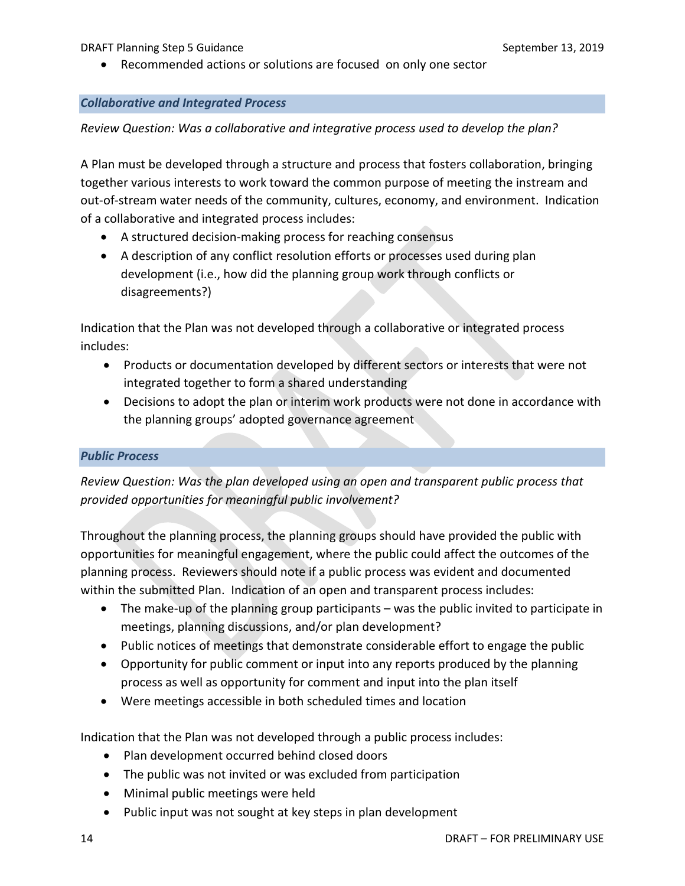- Recommended actions or solutions are focused on only one sector

### *Collaborative and Integrated Process*

*Review Question: Was a collaborative and integrative process used to develop the plan?*

A Plan must be developed through a structure and process that fosters collaboration, bringing together various interests to work toward the common purpose of meeting the instream and out-of-stream water needs of the community, cultures, economy, and environment. Indication of a collaborative and integrated process includes:

- A structured decision-making process for reaching consensus
- A description of any conflict resolution efforts or processes used during plan development (i.e., how did the planning group work through conflicts or disagreements?)

Indication that the Plan was not developed through a collaborative or integrated process includes:

- Products or documentation developed by different sectors or interests that were not integrated together to form a shared understanding
- Decisions to adopt the plan or interim work products were not done in accordance with the planning groups' adopted governance agreement

### *Public Process*

*Review Question: Was the plan developed using an open and transparent public process that provided opportunities for meaningful public involvement?*

Throughout the planning process, the planning groups should have provided the public with opportunities for meaningful engagement, where the public could affect the outcomes of the planning process. Reviewers should note if a public process was evident and documented within the submitted Plan. Indication of an open and transparent process includes:

- The make-up of the planning group participants – was the public invited to participate in meetings, planning discussions, and/or plan development?
- Public notices of meetings that demonstrate considerable effort to engage the public
- Opportunity for public comment or input into any reports produced by the planning process as well as opportunity for comment and input into the plan itself
- Were meetings accessible in both scheduled times and location

Indication that the Plan was not developed through a public process includes:

- Plan development occurred behind closed doors
- The public was not invited or was excluded from participation
- Minimal public meetings were held
- Public input was not sought at key steps in plan development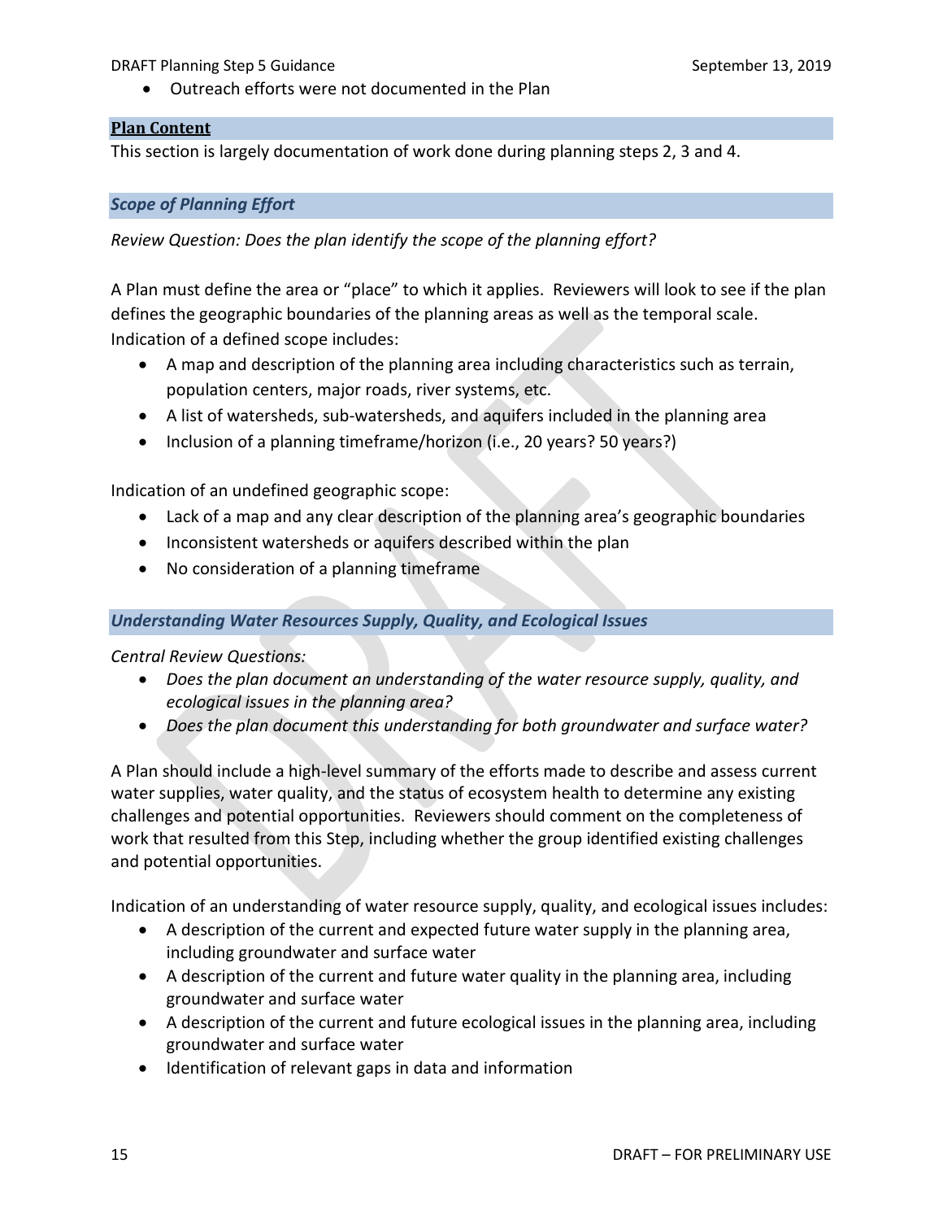- Outreach efforts were not documented in the Plan

## Plan Content

This section is largely documentation of work done during planning steps 2, 3 and 4.

### *Scope of Planning Effort*

*Review Question: Does the plan identify the scope of the planning effort?*

A Plan must define the area or "place" to which it applies. Reviewers will look to see if the plan defines the geographic boundaries of the planning areas as well as the temporal scale. Indication of a defined scope includes:

- A map and description of the planning area including characteristics such as terrain, population centers, major roads, river systems, etc.
- A list of watersheds, sub-watersheds, and aquifers included in the planning area
- Inclusion of a planning timeframe/horizon (i.e., 20 years? 50 years?)

Indication of an undefined geographic scope:

- Lack of a map and any clear description of the planning area's geographic boundaries
- Inconsistent watersheds or aquifers described within the plan
- No consideration of a planning timeframe

### *Understanding Water Resources Supply, Quality, and Ecological Issues*

*Central Review Questions:*

- *Does the plan document an understanding of the water resource supply, quality, and ecological issues in the planning area?*
- *Does the plan document this understanding for both groundwater and surface water?*

A Plan should include a high-level summary of the efforts made to describe and assess current water supplies, water quality, and the status of ecosystem health to determine any existing challenges and potential opportunities. Reviewers should comment on the completeness of work that resulted from this Step, including whether the group identified existing challenges and potential opportunities.

Indication of an understanding of water resource supply, quality, and ecological issues includes:

- A description of the current and expected future water supply in the planning area, including groundwater and surface water
- A description of the current and future water quality in the planning area, including groundwater and surface water
- A description of the current and future ecological issues in the planning area, including groundwater and surface water
- Identification of relevant gaps in data and information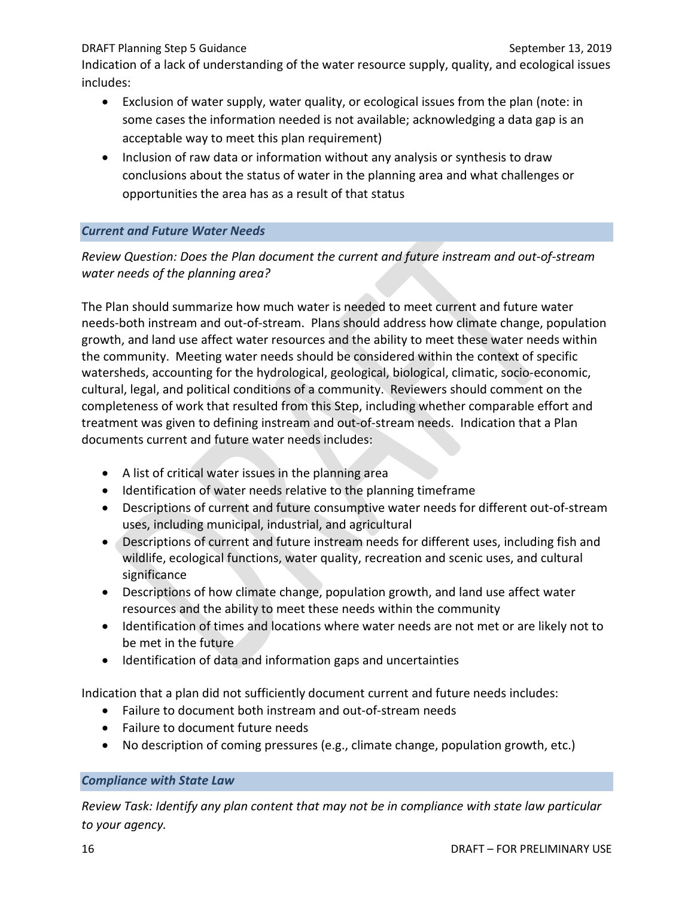Indication of a lack of understanding of the water resource supply, quality, and ecological issues includes:

- Exclusion of water supply, water quality, or ecological issues from the plan (note: in some cases the information needed is not available; acknowledging a data gap is an acceptable way to meet this plan requirement)
- Inclusion of raw data or information without any analysis or synthesis to draw conclusions about the status of water in the planning area and what challenges or opportunities the area has as a result of that status

### *Current and Future Water Needs*

*Review Question: Does the Plan document the current and future instream and out-of-stream water needs of the planning area?*

The Plan should summarize how much water is needed to meet current and future water needs-both instream and out-of-stream. Plans should address how climate change, population growth, and land use affect water resources and the ability to meet these water needs within the community. Meeting water needs should be considered within the context of specific watersheds, accounting for the hydrological, geological, biological, climatic, socio-economic, cultural, legal, and political conditions of a community. Reviewers should comment on the completeness of work that resulted from this Step, including whether comparable effort and treatment was given to defining instream and out-of-stream needs. Indication that a Plan documents current and future water needs includes:

- A list of critical water issues in the planning area
- Identification of water needs relative to the planning timeframe
- Descriptions of current and future consumptive water needs for different out-of-stream uses, including municipal, industrial, and agricultural
- Descriptions of current and future instream needs for different uses, including fish and wildlife, ecological functions, water quality, recreation and scenic uses, and cultural significance
- Descriptions of how climate change, population growth, and land use affect water resources and the ability to meet these needs within the community
- Identification of times and locations where water needs are not met or are likely not to be met in the future
- Identification of data and information gaps and uncertainties

Indication that a plan did not sufficiently document current and future needs includes:

- Failure to document both instream and out-of-stream needs
- Failure to document future needs
- No description of coming pressures (e.g., climate change, population growth, etc.)

### *Compliance with State Law*

*Review Task: Identify any plan content that may not be in compliance with state law particular to your agency.*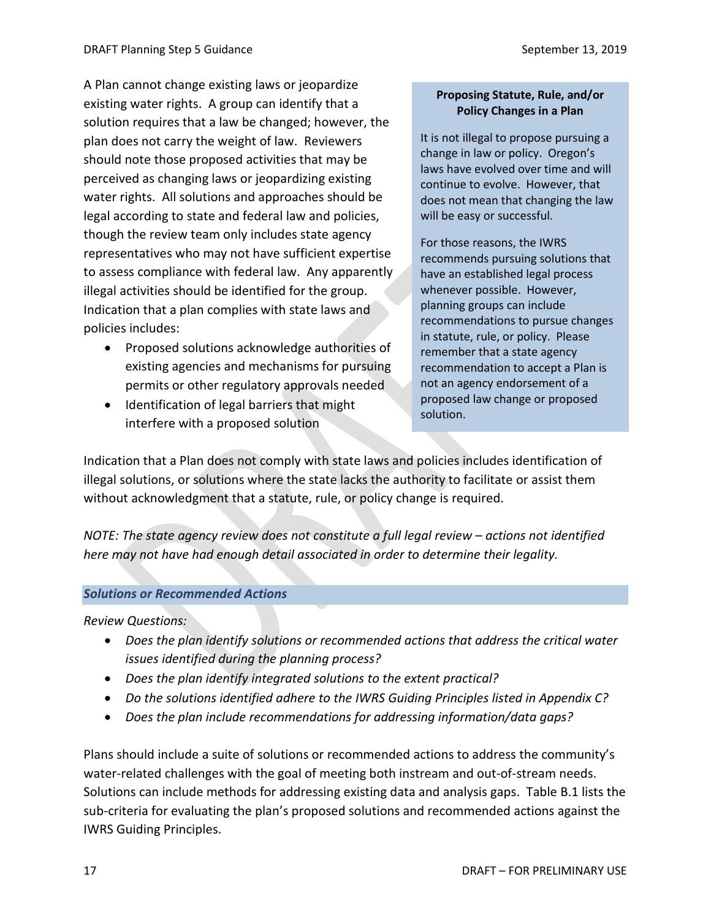A Plan cannot change existing laws or jeopardize existing water rights. A group can identify that a solution requires that a law be changed; however, the plan does not carry the weight of law. Reviewers should note those proposed activities that may be perceived as changing laws or jeopardizing existing water rights. All solutions and approaches should be legal according to state and federal law and policies, though the review team only includes state agency representatives who may not have sufficient expertise to assess compliance with federal law. Any apparently illegal activities should be identified for the group. Indication that a plan complies with state laws and policies includes:

- Proposed solutions acknowledge authorities of existing agencies and mechanisms for pursuing permits or other regulatory approvals needed
- Identification of legal barriers that might interfere with a proposed solution

> **Proposing Statute, Rule, and/or Policy Changes in a Plan**
>
> It is not illegal to propose pursuing a change in law or policy. Oregon's laws have evolved over time and will continue to evolve. However, that does not mean that changing the law will be easy or successful.
>
> For those reasons, the IWRS recommends pursuing solutions that have an established legal process whenever possible. However, planning groups can include recommendations to pursue changes in statute, rule, or policy. Please remember that a state agency recommendation to accept a Plan is not an agency endorsement of a proposed law change or proposed solution.

Indication that a Plan does not comply with state laws and policies includes identification of illegal solutions, or solutions where the state lacks the authority to facilitate or assist them without acknowledgment that a statute, rule, or policy change is required.

*NOTE: The state agency review does not constitute a full legal review – actions not identified here may not have had enough detail associated in order to determine their legality.*

### *Solutions or Recommended Actions*

*Review Questions:*

- *Does the plan identify solutions or recommended actions that address the critical water issues identified during the planning process?*
- *Does the plan identify integrated solutions to the extent practical?*
- *Do the solutions identified adhere to the IWRS Guiding Principles listed in Appendix C?*
- *Does the plan include recommendations for addressing information/data gaps?*

Plans should include a suite of solutions or recommended actions to address the community's water-related challenges with the goal of meeting both instream and out-of-stream needs. Solutions can include methods for addressing existing data and analysis gaps. Table B.1 lists the sub-criteria for evaluating the plan's proposed solutions and recommended actions against the IWRS Guiding Principles.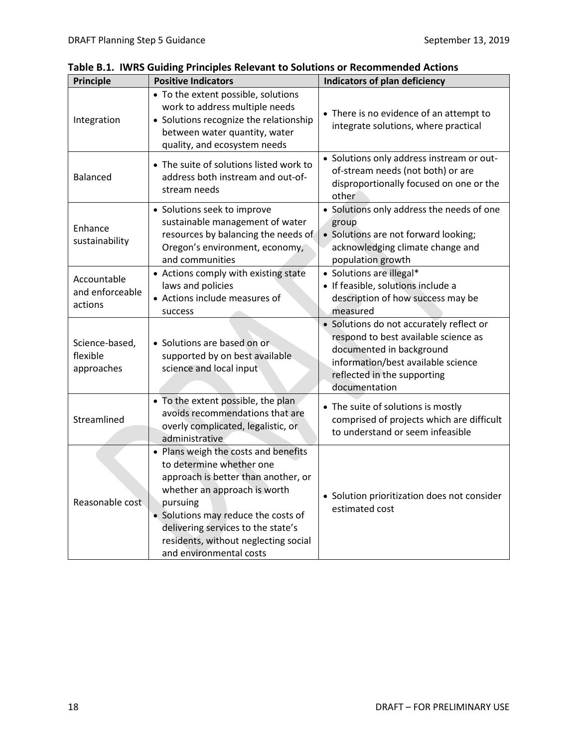**Table B.1. IWRS Guiding Principles Relevant to Solutions or Recommended Actions**

| Principle | Positive Indicators | Indicators of plan deficiency |
|---|---|---|
| Integration | • To the extent possible, solutions work to address multiple needs<br>• Solutions recognize the relationship between water quantity, water quality, and ecosystem needs | • There is no evidence of an attempt to integrate solutions, where practical |
| Balanced | • The suite of solutions listed work to address both instream and out-of-stream needs | • Solutions only address instream or out-of-stream needs (not both) or are disproportionally focused on one or the other |
| Enhance sustainability | • Solutions seek to improve sustainable management of water resources by balancing the needs of Oregon's environment, economy, and communities | • Solutions only address the needs of one group<br>• Solutions are not forward looking; acknowledging climate change and population growth |
| Accountable and enforceable actions | • Actions comply with existing state laws and policies<br>• Actions include measures of success | • Solutions are illegal*<br>• If feasible, solutions include a description of how success may be measured |
| Science-based, flexible approaches | • Solutions are based on or supported by on best available science and local input | • Solutions do not accurately reflect or respond to best available science as documented in background information/best available science reflected in the supporting documentation |
| Streamlined | • To the extent possible, the plan avoids recommendations that are overly complicated, legalistic, or administrative | • The suite of solutions is mostly comprised of projects which are difficult to understand or seem infeasible |
| Reasonable cost | • Plans weigh the costs and benefits to determine whether one approach is better than another, or whether an approach is worth pursuing<br>• Solutions may reduce the costs of delivering services to the state's residents, without neglecting social and environmental costs | • Solution prioritization does not consider estimated cost |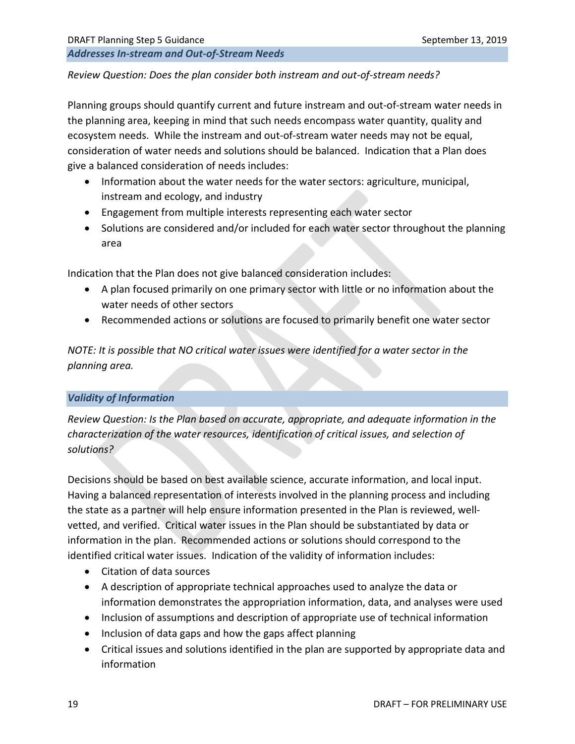### *Addresses In-stream and Out-of-Stream Needs*

*Review Question: Does the plan consider both instream and out-of-stream needs?*

Planning groups should quantify current and future instream and out-of-stream water needs in the planning area, keeping in mind that such needs encompass water quantity, quality and ecosystem needs. While the instream and out-of-stream water needs may not be equal, consideration of water needs and solutions should be balanced. Indication that a Plan does give a balanced consideration of needs includes:

- Information about the water needs for the water sectors: agriculture, municipal, instream and ecology, and industry
- Engagement from multiple interests representing each water sector
- Solutions are considered and/or included for each water sector throughout the planning area

Indication that the Plan does not give balanced consideration includes:

- A plan focused primarily on one primary sector with little or no information about the water needs of other sectors
- Recommended actions or solutions are focused to primarily benefit one water sector

*NOTE: It is possible that NO critical water issues were identified for a water sector in the planning area.*

### *Validity of Information*

*Review Question: Is the Plan based on accurate, appropriate, and adequate information in the characterization of the water resources, identification of critical issues, and selection of solutions?*

Decisions should be based on best available science, accurate information, and local input. Having a balanced representation of interests involved in the planning process and including the state as a partner will help ensure information presented in the Plan is reviewed, well-vetted, and verified. Critical water issues in the Plan should be substantiated by data or information in the plan. Recommended actions or solutions should correspond to the identified critical water issues. Indication of the validity of information includes:

- Citation of data sources
- A description of appropriate technical approaches used to analyze the data or information demonstrates the appropriation information, data, and analyses were used
- Inclusion of assumptions and description of appropriate use of technical information
- Inclusion of data gaps and how the gaps affect planning
- Critical issues and solutions identified in the plan are supported by appropriate data and information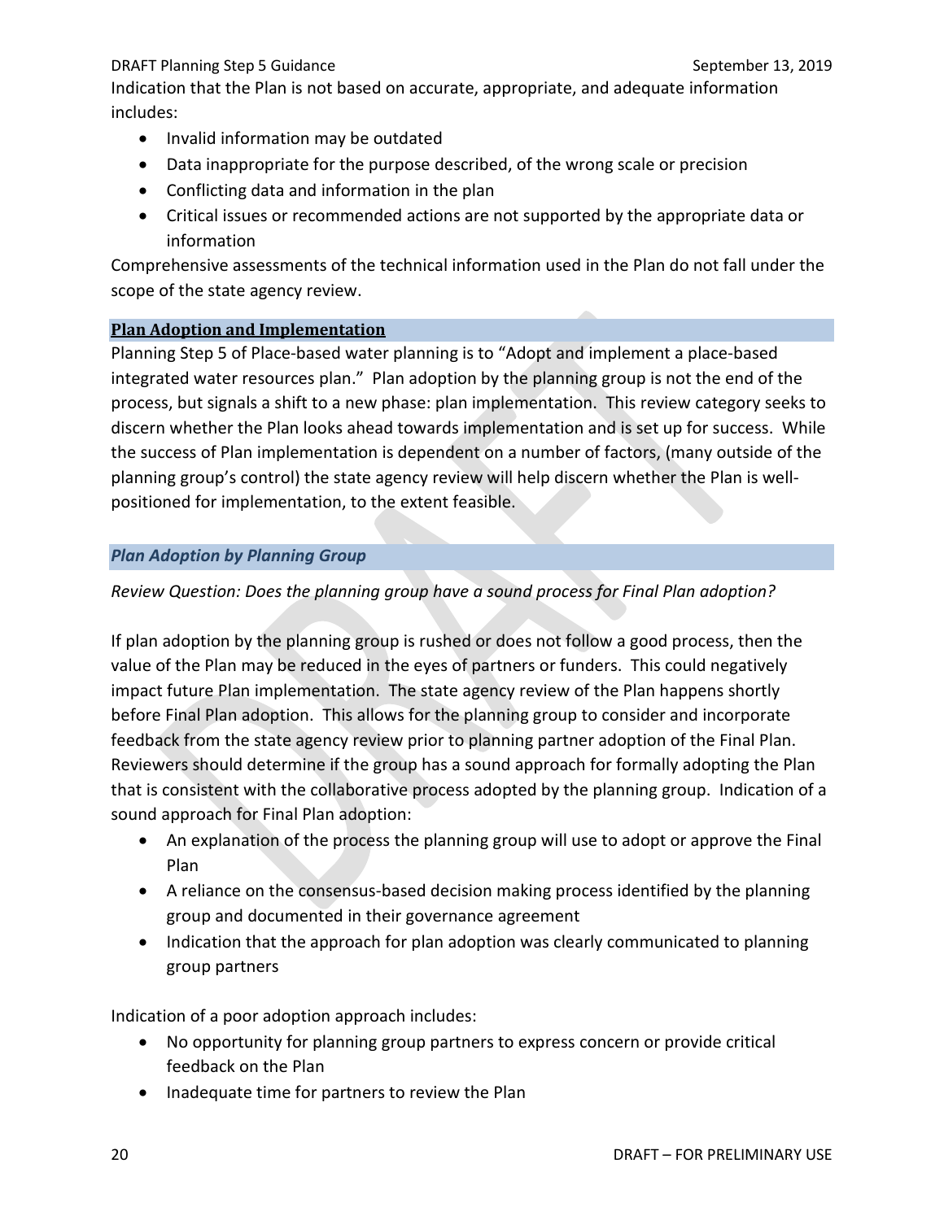Indication that the Plan is not based on accurate, appropriate, and adequate information includes:

- Invalid information may be outdated
- Data inappropriate for the purpose described, of the wrong scale or precision
- Conflicting data and information in the plan
- Critical issues or recommended actions are not supported by the appropriate data or information

Comprehensive assessments of the technical information used in the Plan do not fall under the scope of the state agency review.

## Plan Adoption and Implementation

Planning Step 5 of Place-based water planning is to "Adopt and implement a place-based integrated water resources plan." Plan adoption by the planning group is not the end of the process, but signals a shift to a new phase: plan implementation. This review category seeks to discern whether the Plan looks ahead towards implementation and is set up for success. While the success of Plan implementation is dependent on a number of factors, (many outside of the planning group's control) the state agency review will help discern whether the Plan is well-positioned for implementation, to the extent feasible.

### *Plan Adoption by Planning Group*

*Review Question: Does the planning group have a sound process for Final Plan adoption?*

If plan adoption by the planning group is rushed or does not follow a good process, then the value of the Plan may be reduced in the eyes of partners or funders. This could negatively impact future Plan implementation. The state agency review of the Plan happens shortly before Final Plan adoption. This allows for the planning group to consider and incorporate feedback from the state agency review prior to planning partner adoption of the Final Plan. Reviewers should determine if the group has a sound approach for formally adopting the Plan that is consistent with the collaborative process adopted by the planning group. Indication of a sound approach for Final Plan adoption:

- An explanation of the process the planning group will use to adopt or approve the Final Plan
- A reliance on the consensus-based decision making process identified by the planning group and documented in their governance agreement
- Indication that the approach for plan adoption was clearly communicated to planning group partners

Indication of a poor adoption approach includes:

- No opportunity for planning group partners to express concern or provide critical feedback on the Plan
- Inadequate time for partners to review the Plan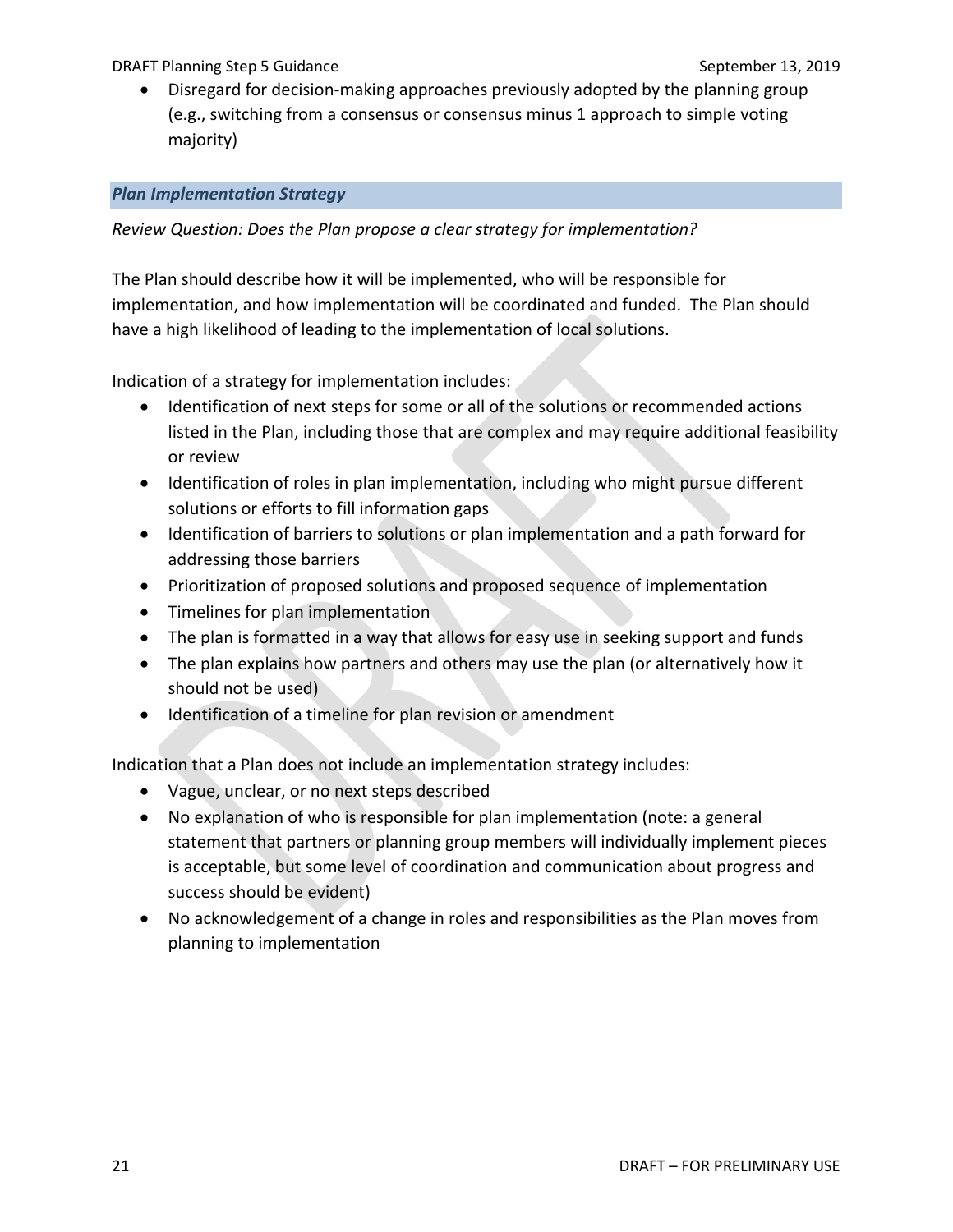- Disregard for decision-making approaches previously adopted by the planning group (e.g., switching from a consensus or consensus minus 1 approach to simple voting majority)

### *Plan Implementation Strategy*

*Review Question: Does the Plan propose a clear strategy for implementation?*

The Plan should describe how it will be implemented, who will be responsible for implementation, and how implementation will be coordinated and funded. The Plan should have a high likelihood of leading to the implementation of local solutions.

Indication of a strategy for implementation includes:

- Identification of next steps for some or all of the solutions or recommended actions listed in the Plan, including those that are complex and may require additional feasibility or review
- Identification of roles in plan implementation, including who might pursue different solutions or efforts to fill information gaps
- Identification of barriers to solutions or plan implementation and a path forward for addressing those barriers
- Prioritization of proposed solutions and proposed sequence of implementation
- Timelines for plan implementation
- The plan is formatted in a way that allows for easy use in seeking support and funds
- The plan explains how partners and others may use the plan (or alternatively how it should not be used)
- Identification of a timeline for plan revision or amendment

Indication that a Plan does not include an implementation strategy includes:

- Vague, unclear, or no next steps described
- No explanation of who is responsible for plan implementation (note: a general statement that partners or planning group members will individually implement pieces is acceptable, but some level of coordination and communication about progress and success should be evident)
- No acknowledgement of a change in roles and responsibilities as the Plan moves from planning to implementation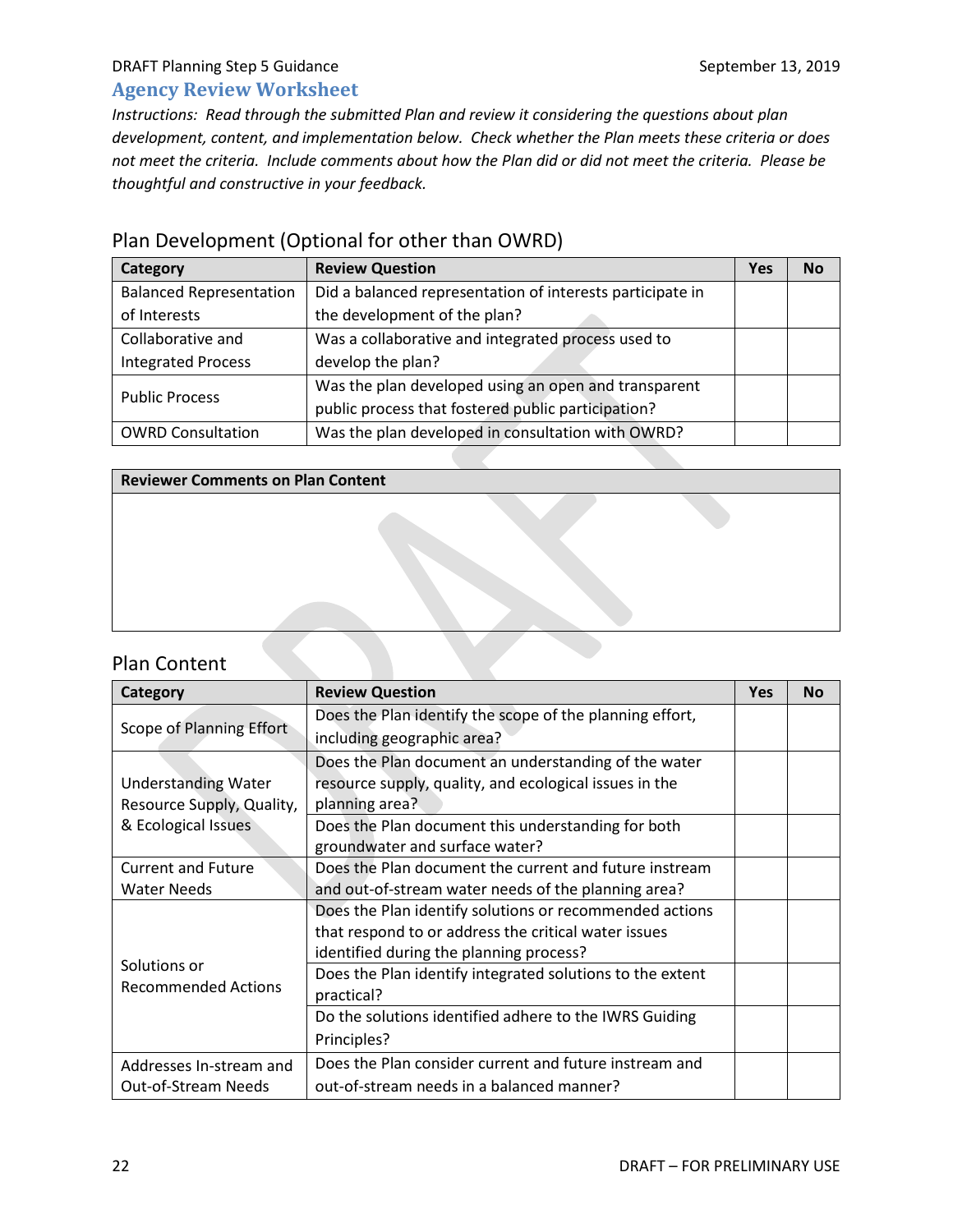## Agency Review Worksheet

*Instructions: Read through the submitted Plan and review it considering the questions about plan development, content, and implementation below. Check whether the Plan meets these criteria or does not meet the criteria. Include comments about how the Plan did or did not meet the criteria. Please be thoughtful and constructive in your feedback.*

### Plan Development (Optional for other than OWRD)

| Category | Review Question | Yes | No |
|---|---|---|---|
| Balanced Representation of Interests | Did a balanced representation of interests participate in the development of the plan? | | |
| Collaborative and Integrated Process | Was a collaborative and integrated process used to develop the plan? | | |
| Public Process | Was the plan developed using an open and transparent public process that fostered public participation? | | |
| OWRD Consultation | Was the plan developed in consultation with OWRD? | | |

| Reviewer Comments on Plan Content |
|---|
| |

### Plan Content

| Category | Review Question | Yes | No |
|---|---|---|---|
| Scope of Planning Effort | Does the Plan identify the scope of the planning effort, including geographic area? | | |
| Understanding Water Resource Supply, Quality, & Ecological Issues | Does the Plan document an understanding of the water resource supply, quality, and ecological issues in the planning area? | | |
| | Does the Plan document this understanding for both groundwater and surface water? | | |
| Current and Future Water Needs | Does the Plan document the current and future instream and out-of-stream water needs of the planning area? | | |
| Solutions or Recommended Actions | Does the Plan identify solutions or recommended actions that respond to or address the critical water issues identified during the planning process? | | |
| | Does the Plan identify integrated solutions to the extent practical? | | |
| | Do the solutions identified adhere to the IWRS Guiding Principles? | | |
| Addresses In-stream and Out-of-Stream Needs | Does the Plan consider current and future instream and out-of-stream needs in a balanced manner? | | |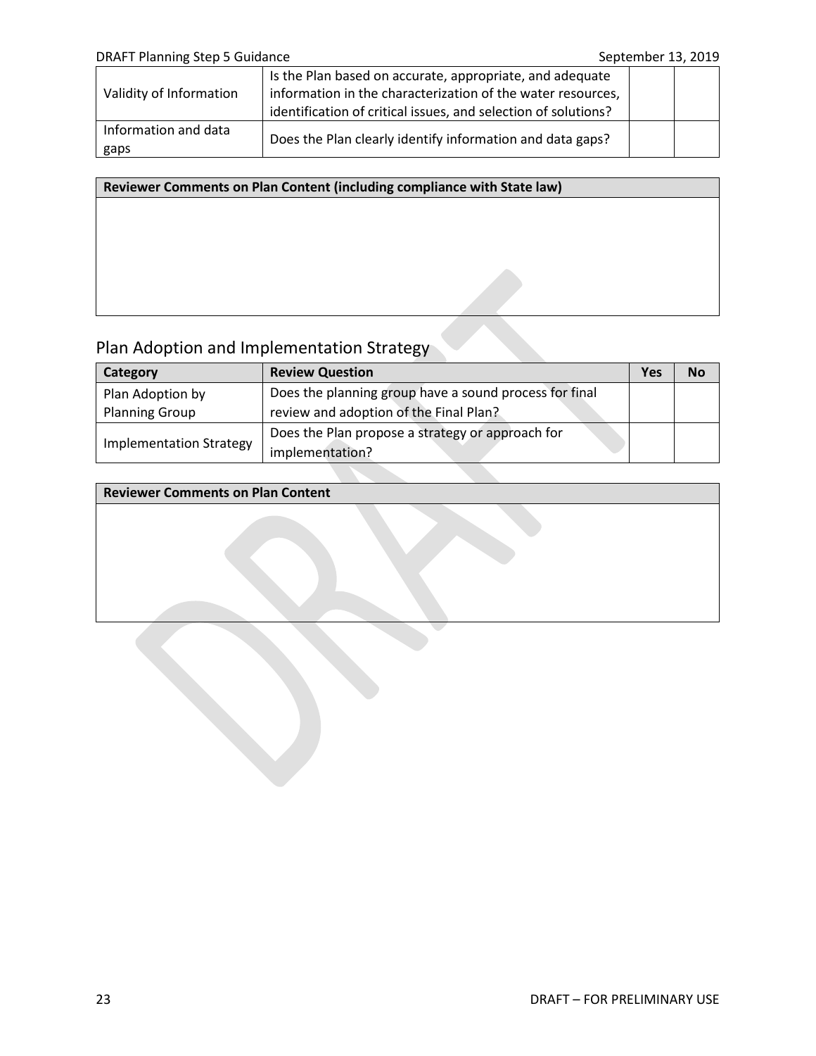| | | | |
|---|---|---|---|
| Validity of Information | Is the Plan based on accurate, appropriate, and adequate information in the characterization of the water resources, identification of critical issues, and selection of solutions? | | |
| Information and data gaps | Does the Plan clearly identify information and data gaps? | | |

| Reviewer Comments on Plan Content (including compliance with State law) |
|---|
| |

## Plan Adoption and Implementation Strategy

| Category | Review Question | Yes | No |
|---|---|---|---|
| Plan Adoption by Planning Group | Does the planning group have a sound process for final review and adoption of the Final Plan? | | |
| Implementation Strategy | Does the Plan propose a strategy or approach for implementation? | | |

| Reviewer Comments on Plan Content |
|---|
| |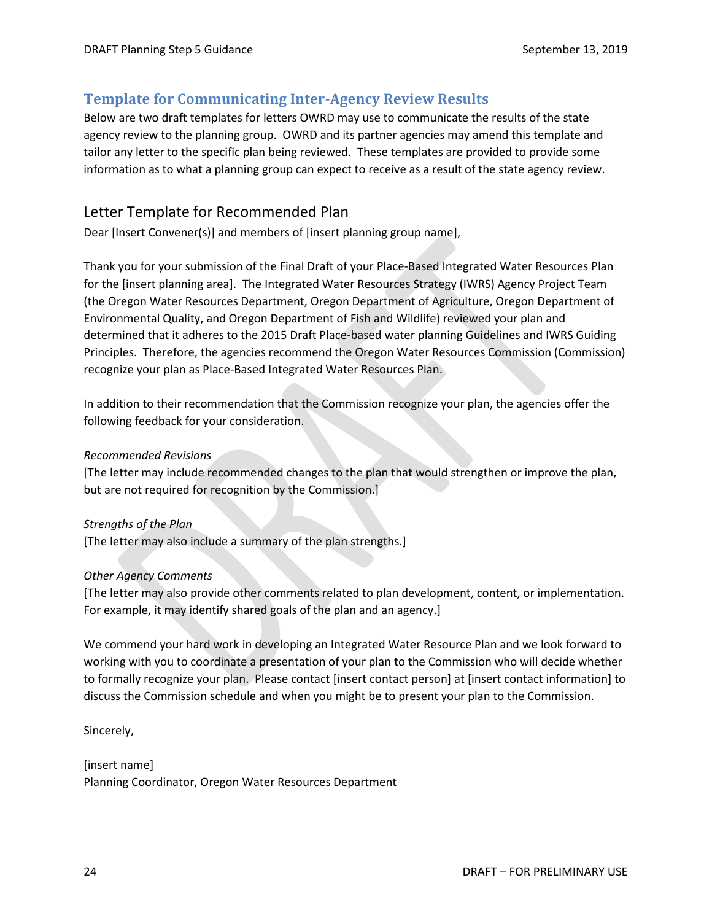## Template for Communicating Inter-Agency Review Results

Below are two draft templates for letters OWRD may use to communicate the results of the state agency review to the planning group. OWRD and its partner agencies may amend this template and tailor any letter to the specific plan being reviewed. These templates are provided to provide some information as to what a planning group can expect to receive as a result of the state agency review.

### Letter Template for Recommended Plan

Dear [Insert Convener(s)] and members of [insert planning group name],

Thank you for your submission of the Final Draft of your Place-Based Integrated Water Resources Plan for the [insert planning area]. The Integrated Water Resources Strategy (IWRS) Agency Project Team (the Oregon Water Resources Department, Oregon Department of Agriculture, Oregon Department of Environmental Quality, and Oregon Department of Fish and Wildlife) reviewed your plan and determined that it adheres to the 2015 Draft Place-based water planning Guidelines and IWRS Guiding Principles. Therefore, the agencies recommend the Oregon Water Resources Commission (Commission) recognize your plan as Place-Based Integrated Water Resources Plan.

In addition to their recommendation that the Commission recognize your plan, the agencies offer the following feedback for your consideration.

*Recommended Revisions*

[The letter may include recommended changes to the plan that would strengthen or improve the plan, but are not required for recognition by the Commission.]

*Strengths of the Plan*

[The letter may also include a summary of the plan strengths.]

*Other Agency Comments*

[The letter may also provide other comments related to plan development, content, or implementation. For example, it may identify shared goals of the plan and an agency.]

We commend your hard work in developing an Integrated Water Resource Plan and we look forward to working with you to coordinate a presentation of your plan to the Commission who will decide whether to formally recognize your plan. Please contact [insert contact person] at [insert contact information] to discuss the Commission schedule and when you might be to present your plan to the Commission.

Sincerely,

[insert name]
Planning Coordinator, Oregon Water Resources Department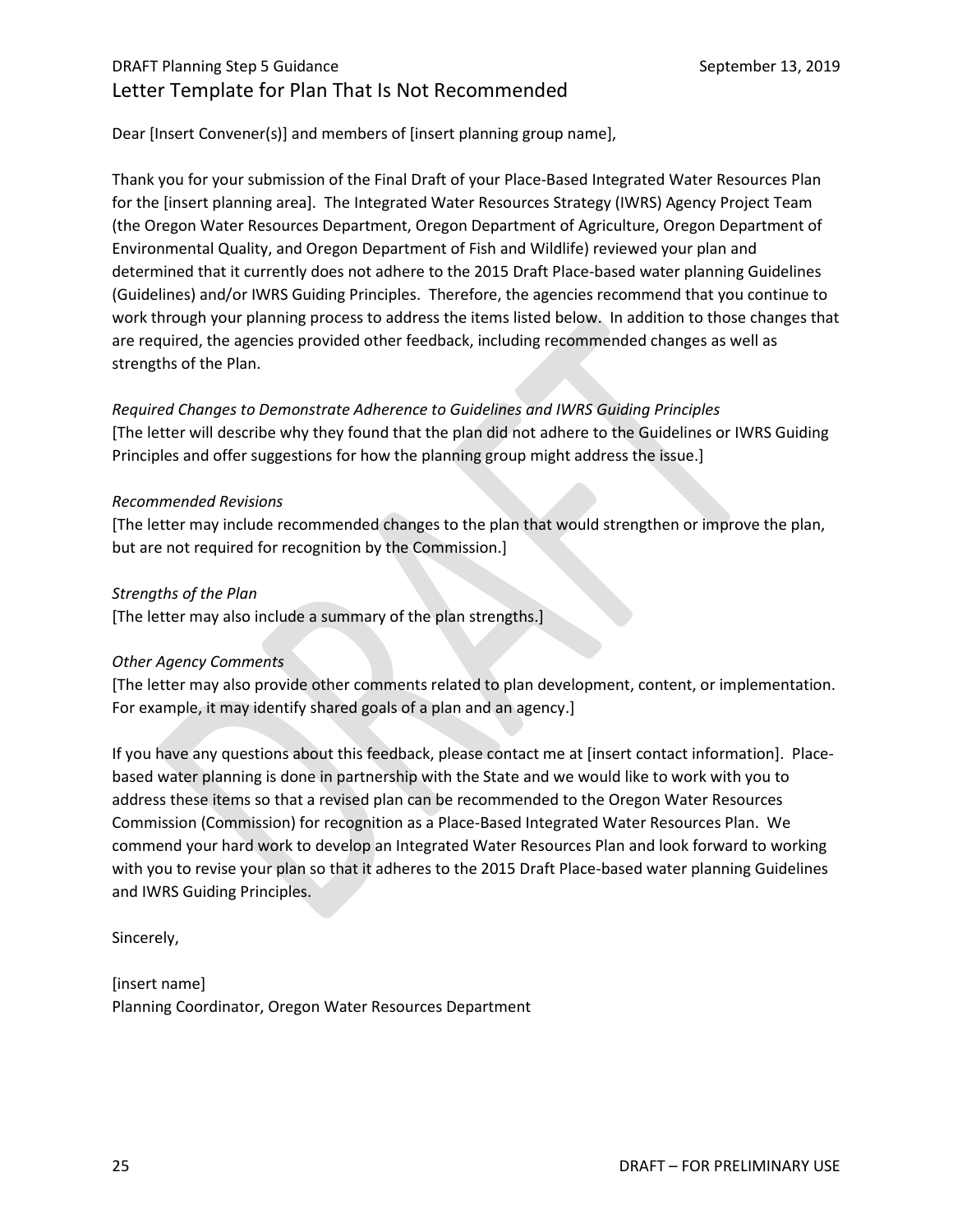## Letter Template for Plan That Is Not Recommended

Dear [Insert Convener(s)] and members of [insert planning group name],

Thank you for your submission of the Final Draft of your Place-Based Integrated Water Resources Plan for the [insert planning area]. The Integrated Water Resources Strategy (IWRS) Agency Project Team (the Oregon Water Resources Department, Oregon Department of Agriculture, Oregon Department of Environmental Quality, and Oregon Department of Fish and Wildlife) reviewed your plan and determined that it currently does not adhere to the 2015 Draft Place-based water planning Guidelines (Guidelines) and/or IWRS Guiding Principles. Therefore, the agencies recommend that you continue to work through your planning process to address the items listed below. In addition to those changes that are required, the agencies provided other feedback, including recommended changes as well as strengths of the Plan.

*Required Changes to Demonstrate Adherence to Guidelines and IWRS Guiding Principles*
[The letter will describe why they found that the plan did not adhere to the Guidelines or IWRS Guiding Principles and offer suggestions for how the planning group might address the issue.]

*Recommended Revisions*
[The letter may include recommended changes to the plan that would strengthen or improve the plan, but are not required for recognition by the Commission.]

*Strengths of the Plan*
[The letter may also include a summary of the plan strengths.]

*Other Agency Comments*
[The letter may also provide other comments related to plan development, content, or implementation. For example, it may identify shared goals of a plan and an agency.]

If you have any questions about this feedback, please contact me at [insert contact information]. Place-based water planning is done in partnership with the State and we would like to work with you to address these items so that a revised plan can be recommended to the Oregon Water Resources Commission (Commission) for recognition as a Place-Based Integrated Water Resources Plan. We commend your hard work to develop an Integrated Water Resources Plan and look forward to working with you to revise your plan so that it adheres to the 2015 Draft Place-based water planning Guidelines and IWRS Guiding Principles.

Sincerely,

[insert name]
Planning Coordinator, Oregon Water Resources Department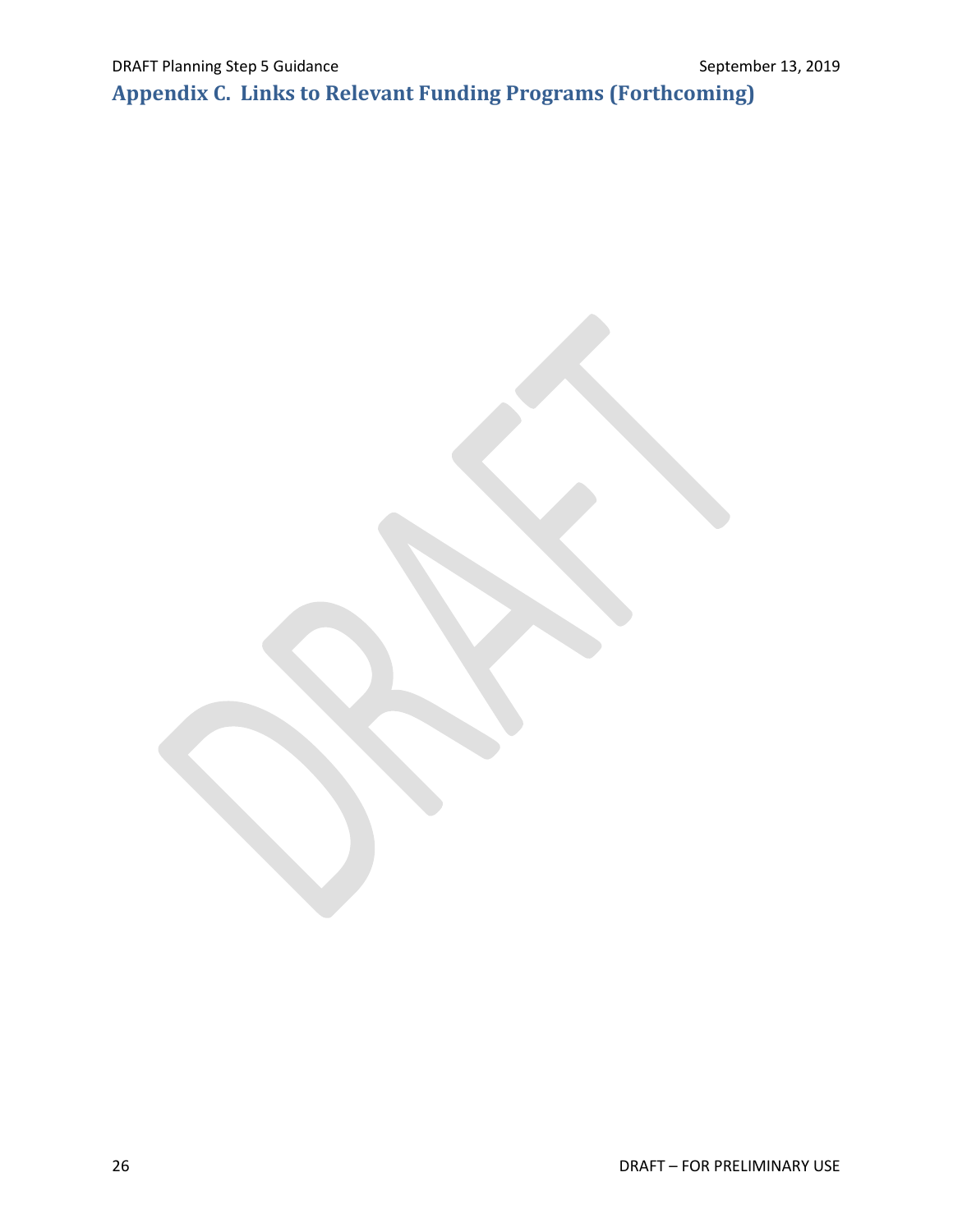## Appendix C. Links to Relevant Funding Programs (Forthcoming)